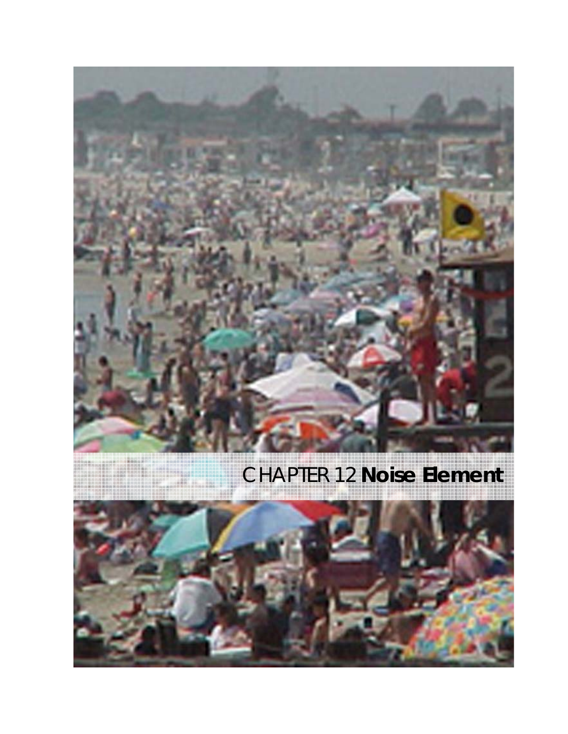# CHAPTER 12 **Noise Element**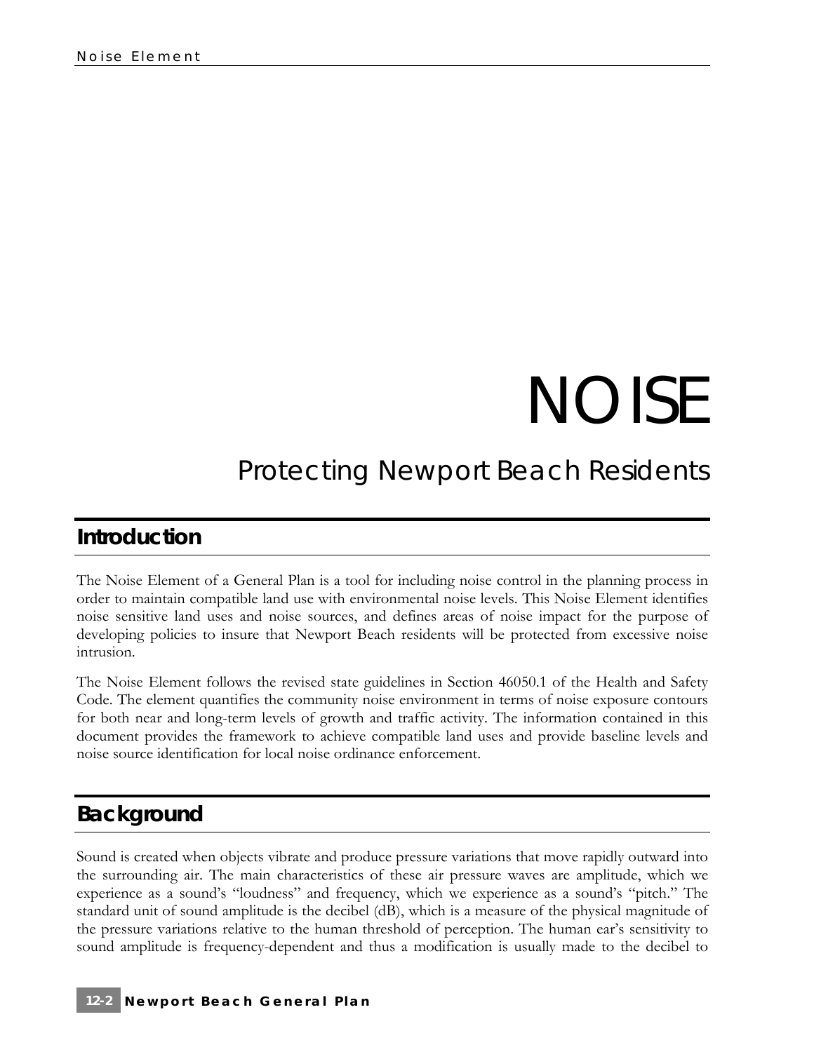# NOISE

## Protecting Newport Beach Residents

## Introduction

The Noise Element of a General Plan is a tool for including noise control in the planning process in order to maintain compatible land use with environmental noise levels. This Noise Element identifies noise sensitive land uses and noise sources, and defines areas of noise impact for the purpose of developing policies to insure that Newport Beach residents will be protected from excessive noise intrusion.

The Noise Element follows the revised state guidelines in Section 46050.1 of the Health and Safety Code. The element quantifies the community noise environment in terms of noise exposure contours for both near and long-term levels of growth and traffic activity. The information contained in this document provides the framework to achieve compatible land uses and provide baseline levels and noise source identification for local noise ordinance enforcement.

## Background

Sound is created when objects vibrate and produce pressure variations that move rapidly outward into the surrounding air. The main characteristics of these air pressure waves are amplitude, which we experience as a sound's "loudness" and frequency, which we experience as a sound's "pitch." The standard unit of sound amplitude is the decibel (dB), which is a measure of the physical magnitude of the pressure variations relative to the human threshold of perception. The human ear's sensitivity to sound amplitude is frequency-dependent and thus a modification is usually made to the decibel to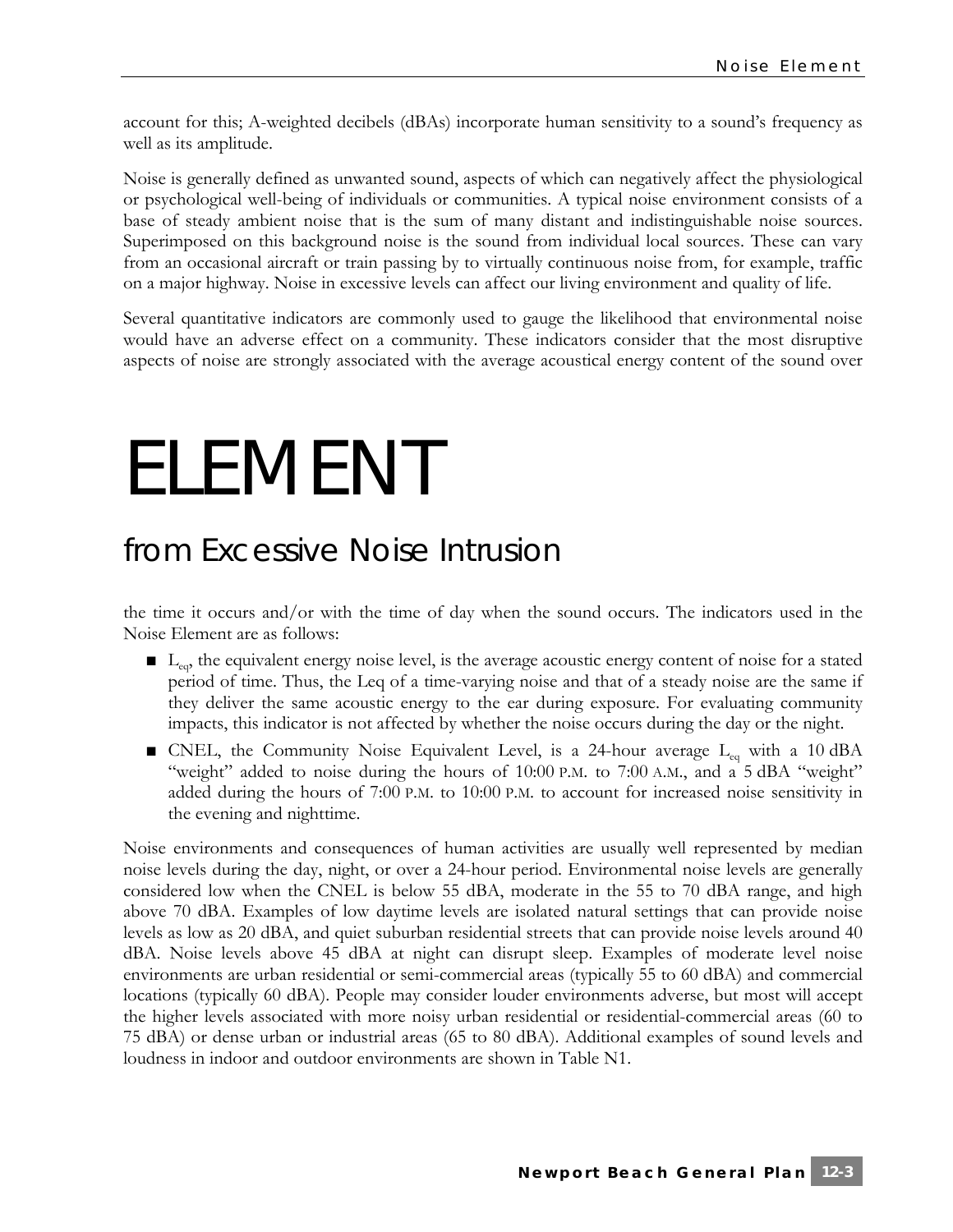account for this; A-weighted decibels (dBAs) incorporate human sensitivity to a sound's frequency as well as its amplitude.

Noise is generally defined as unwanted sound, aspects of which can negatively affect the physiological or psychological well-being of individuals or communities. A typical noise environment consists of a base of steady ambient noise that is the sum of many distant and indistinguishable noise sources. Superimposed on this background noise is the sound from individual local sources. These can vary from an occasional aircraft or train passing by to virtually continuous noise from, for example, traffic on a major highway. Noise in excessive levels can affect our living environment and quality of life.

Several quantitative indicators are commonly used to gauge the likelihood that environmental noise would have an adverse effect on a community. These indicators consider that the most disruptive aspects of noise are strongly associated with the average acoustical energy content of the sound over

# ELEMENT

## from Excessive Noise Intrusion

the time it occurs and/or with the time of day when the sound occurs. The indicators used in the Noise Element are as follows:

- $L_{eq}$, the equivalent energy noise level, is the average acoustic energy content of noise for a stated period of time. Thus, the Leq of a time-varying noise and that of a steady noise are the same if they deliver the same acoustic energy to the ear during exposure. For evaluating community impacts, this indicator is not affected by whether the noise occurs during the day or the night.
- CNEL, the Community Noise Equivalent Level, is a 24-hour average $L_{eq}$ with a 10 dBA "weight" added to noise during the hours of 10:00 P.M. to 7:00 A.M., and a 5 dBA "weight" added during the hours of 7:00 P.M. to 10:00 P.M. to account for increased noise sensitivity in the evening and nighttime.

Noise environments and consequences of human activities are usually well represented by median noise levels during the day, night, or over a 24-hour period. Environmental noise levels are generally considered low when the CNEL is below 55 dBA, moderate in the 55 to 70 dBA range, and high above 70 dBA. Examples of low daytime levels are isolated natural settings that can provide noise levels as low as 20 dBA, and quiet suburban residential streets that can provide noise levels around 40 dBA. Noise levels above 45 dBA at night can disrupt sleep. Examples of moderate level noise environments are urban residential or semi-commercial areas (typically 55 to 60 dBA) and commercial locations (typically 60 dBA). People may consider louder environments adverse, but most will accept the higher levels associated with more noisy urban residential or residential-commercial areas (60 to 75 dBA) or dense urban or industrial areas (65 to 80 dBA). Additional examples of sound levels and loudness in indoor and outdoor environments are shown in Table N1.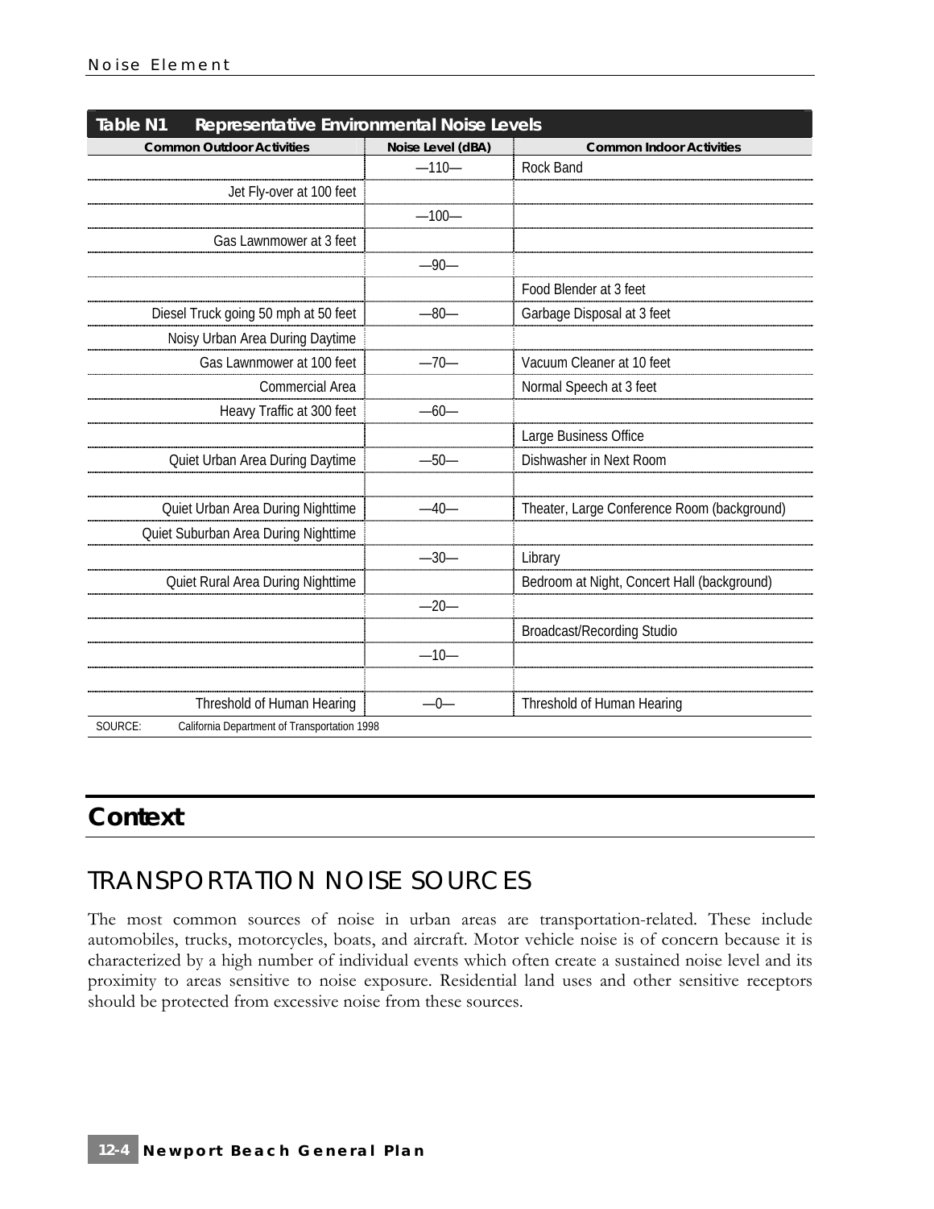**Table N1 Representative Environmental Noise Levels**

| Common Outdoor Activities | Noise Level (dBA) | Common Indoor Activities |
|---|---|---|
| | —110— | Rock Band |
| Jet Fly-over at 100 feet | | |
| | —100— | |
| Gas Lawnmower at 3 feet | | |
| | —90— | |
| | | Food Blender at 3 feet |
| Diesel Truck going 50 mph at 50 feet | —80— | Garbage Disposal at 3 feet |
| Noisy Urban Area During Daytime | | |
| Gas Lawnmower at 100 feet | —70— | Vacuum Cleaner at 10 feet |
| Commercial Area | | Normal Speech at 3 feet |
| Heavy Traffic at 300 feet | —60— | |
| | | Large Business Office |
| Quiet Urban Area During Daytime | —50— | Dishwasher in Next Room |
| | | |
| Quiet Urban Area During Nighttime | —40— | Theater, Large Conference Room (background) |
| Quiet Suburban Area During Nighttime | | |
| | —30— | Library |
| Quiet Rural Area During Nighttime | | Bedroom at Night, Concert Hall (background) |
| | —20— | |
| | | Broadcast/Recording Studio |
| | —10— | |
| | | |
| Threshold of Human Hearing | —0— | Threshold of Human Hearing |

SOURCE: California Department of Transportation 1998

# Context

## TRANSPORTATION NOISE SOURCES

The most common sources of noise in urban areas are transportation-related. These include automobiles, trucks, motorcycles, boats, and aircraft. Motor vehicle noise is of concern because it is characterized by a high number of individual events which often create a sustained noise level and its proximity to areas sensitive to noise exposure. Residential land uses and other sensitive receptors should be protected from excessive noise from these sources.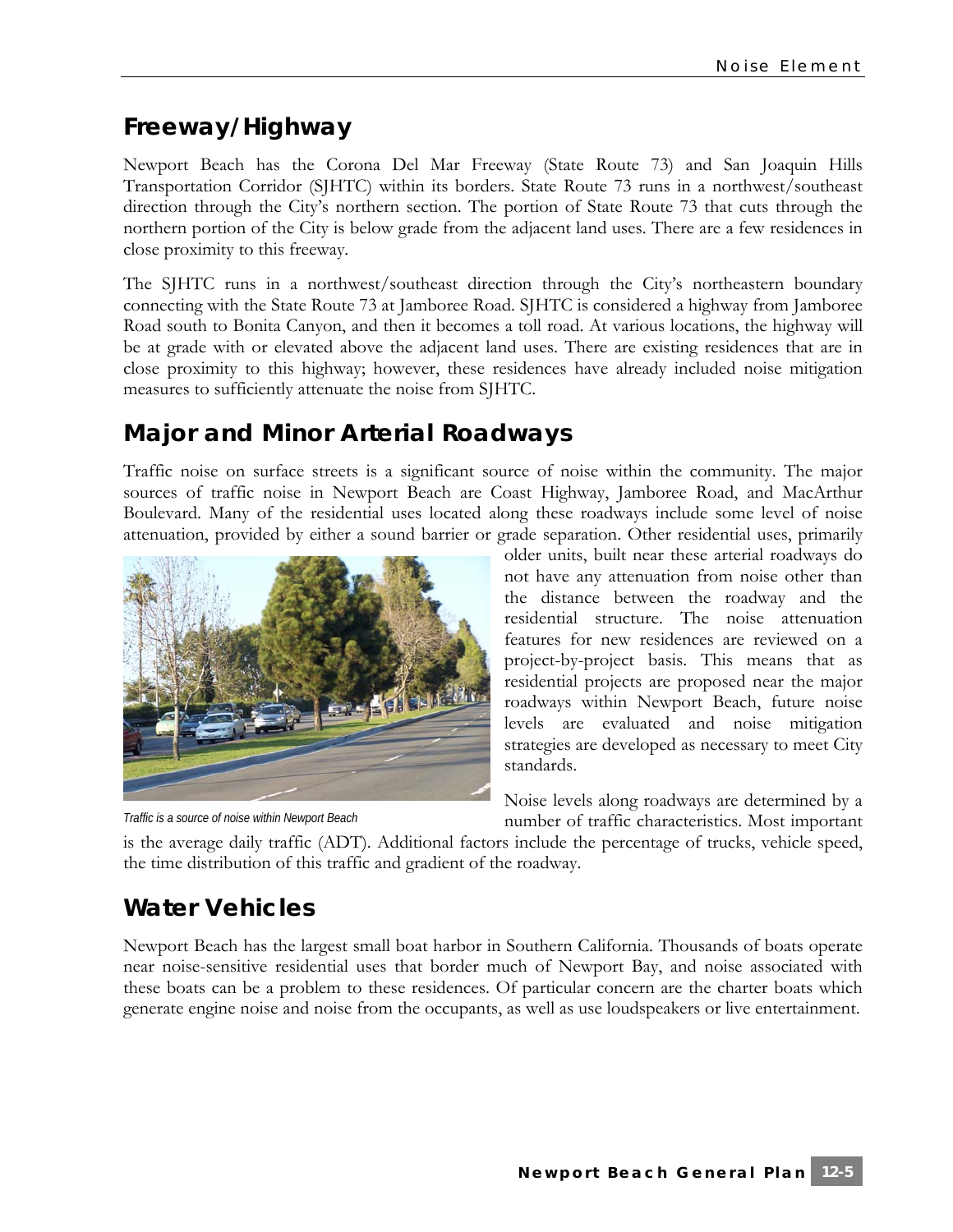## Freeway/Highway

Newport Beach has the Corona Del Mar Freeway (State Route 73) and San Joaquin Hills Transportation Corridor (SJHTC) within its borders. State Route 73 runs in a northwest/southeast direction through the City's northern section. The portion of State Route 73 that cuts through the northern portion of the City is below grade from the adjacent land uses. There are a few residences in close proximity to this freeway.

The SJHTC runs in a northwest/southeast direction through the City's northeastern boundary connecting with the State Route 73 at Jamboree Road. SJHTC is considered a highway from Jamboree Road south to Bonita Canyon, and then it becomes a toll road. At various locations, the highway will be at grade with or elevated above the adjacent land uses. There are existing residences that are in close proximity to this highway; however, these residences have already included noise mitigation measures to sufficiently attenuate the noise from SJHTC.

## Major and Minor Arterial Roadways

Traffic noise on surface streets is a significant source of noise within the community. The major sources of traffic noise in Newport Beach are Coast Highway, Jamboree Road, and MacArthur Boulevard. Many of the residential uses located along these roadways include some level of noise attenuation, provided by either a sound barrier or grade separation. Other residential uses, primarily older units, built near these arterial roadways do not have any attenuation from noise other than the distance between the roadway and the residential structure. The noise attenuation features for new residences are reviewed on a project-by-project basis. This means that as residential projects are proposed near the major roadways within Newport Beach, future noise levels are evaluated and noise mitigation strategies are developed as necessary to meet City standards.

*Traffic is a source of noise within Newport Beach*

Noise levels along roadways are determined by a number of traffic characteristics. Most important is the average daily traffic (ADT). Additional factors include the percentage of trucks, vehicle speed, the time distribution of this traffic and gradient of the roadway.

## Water Vehicles

Newport Beach has the largest small boat harbor in Southern California. Thousands of boats operate near noise-sensitive residential uses that border much of Newport Bay, and noise associated with these boats can be a problem to these residences. Of particular concern are the charter boats which generate engine noise and noise from the occupants, as well as use loudspeakers or live entertainment.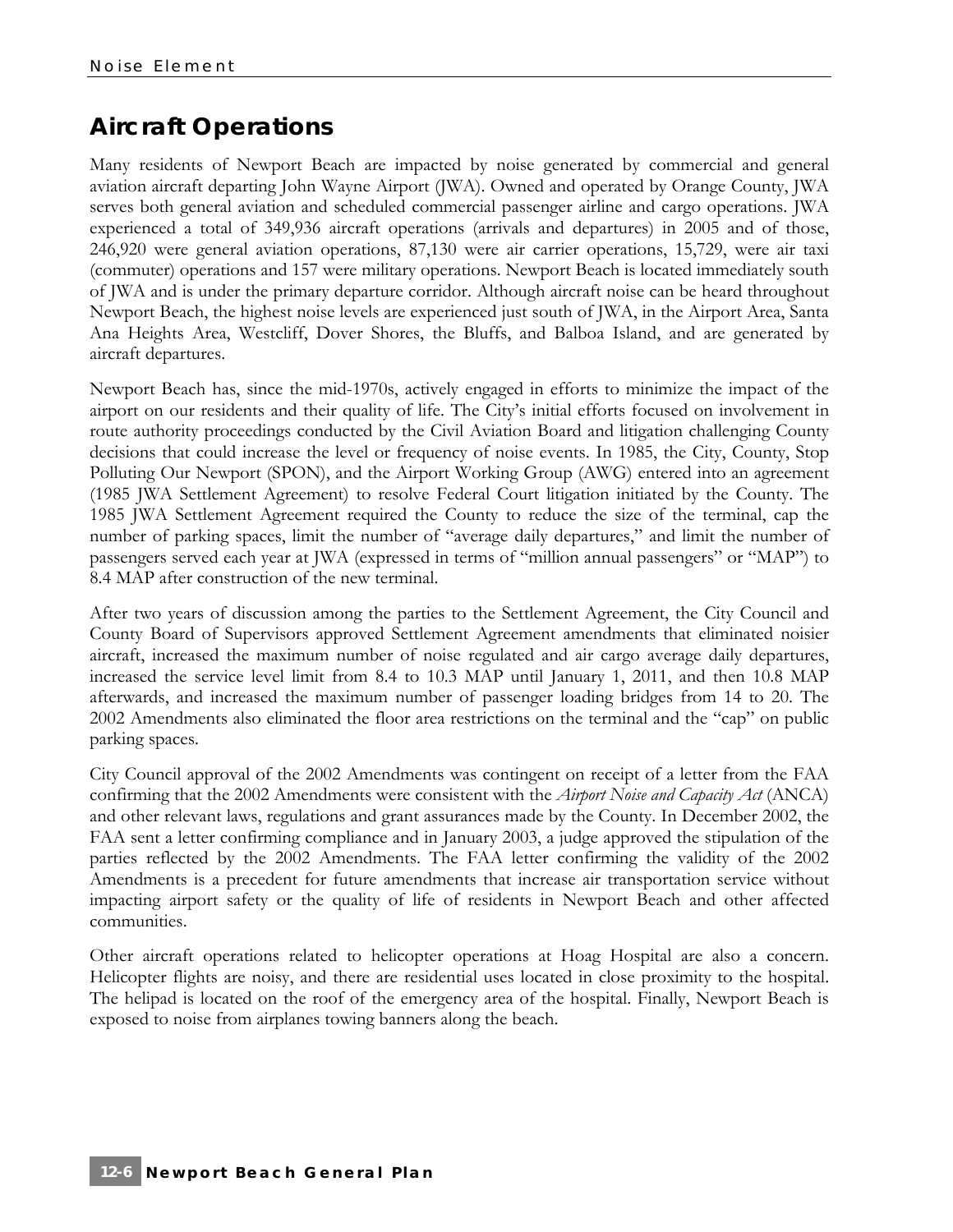## Aircraft Operations

Many residents of Newport Beach are impacted by noise generated by commercial and general aviation aircraft departing John Wayne Airport (JWA). Owned and operated by Orange County, JWA serves both general aviation and scheduled commercial passenger airline and cargo operations. JWA experienced a total of 349,936 aircraft operations (arrivals and departures) in 2005 and of those, 246,920 were general aviation operations, 87,130 were air carrier operations, 15,729, were air taxi (commuter) operations and 157 were military operations. Newport Beach is located immediately south of JWA and is under the primary departure corridor. Although aircraft noise can be heard throughout Newport Beach, the highest noise levels are experienced just south of JWA, in the Airport Area, Santa Ana Heights Area, Westcliff, Dover Shores, the Bluffs, and Balboa Island, and are generated by aircraft departures.

Newport Beach has, since the mid-1970s, actively engaged in efforts to minimize the impact of the airport on our residents and their quality of life. The City's initial efforts focused on involvement in route authority proceedings conducted by the Civil Aviation Board and litigation challenging County decisions that could increase the level or frequency of noise events. In 1985, the City, County, Stop Polluting Our Newport (SPON), and the Airport Working Group (AWG) entered into an agreement (1985 JWA Settlement Agreement) to resolve Federal Court litigation initiated by the County. The 1985 JWA Settlement Agreement required the County to reduce the size of the terminal, cap the number of parking spaces, limit the number of "average daily departures," and limit the number of passengers served each year at JWA (expressed in terms of "million annual passengers" or "MAP") to 8.4 MAP after construction of the new terminal.

After two years of discussion among the parties to the Settlement Agreement, the City Council and County Board of Supervisors approved Settlement Agreement amendments that eliminated noisier aircraft, increased the maximum number of noise regulated and air cargo average daily departures, increased the service level limit from 8.4 to 10.3 MAP until January 1, 2011, and then 10.8 MAP afterwards, and increased the maximum number of passenger loading bridges from 14 to 20. The 2002 Amendments also eliminated the floor area restrictions on the terminal and the "cap" on public parking spaces.

City Council approval of the 2002 Amendments was contingent on receipt of a letter from the FAA confirming that the 2002 Amendments were consistent with the *Airport Noise and Capacity Act* (ANCA) and other relevant laws, regulations and grant assurances made by the County. In December 2002, the FAA sent a letter confirming compliance and in January 2003, a judge approved the stipulation of the parties reflected by the 2002 Amendments. The FAA letter confirming the validity of the 2002 Amendments is a precedent for future amendments that increase air transportation service without impacting airport safety or the quality of life of residents in Newport Beach and other affected communities.

Other aircraft operations related to helicopter operations at Hoag Hospital are also a concern. Helicopter flights are noisy, and there are residential uses located in close proximity to the hospital. The helipad is located on the roof of the emergency area of the hospital. Finally, Newport Beach is exposed to noise from airplanes towing banners along the beach.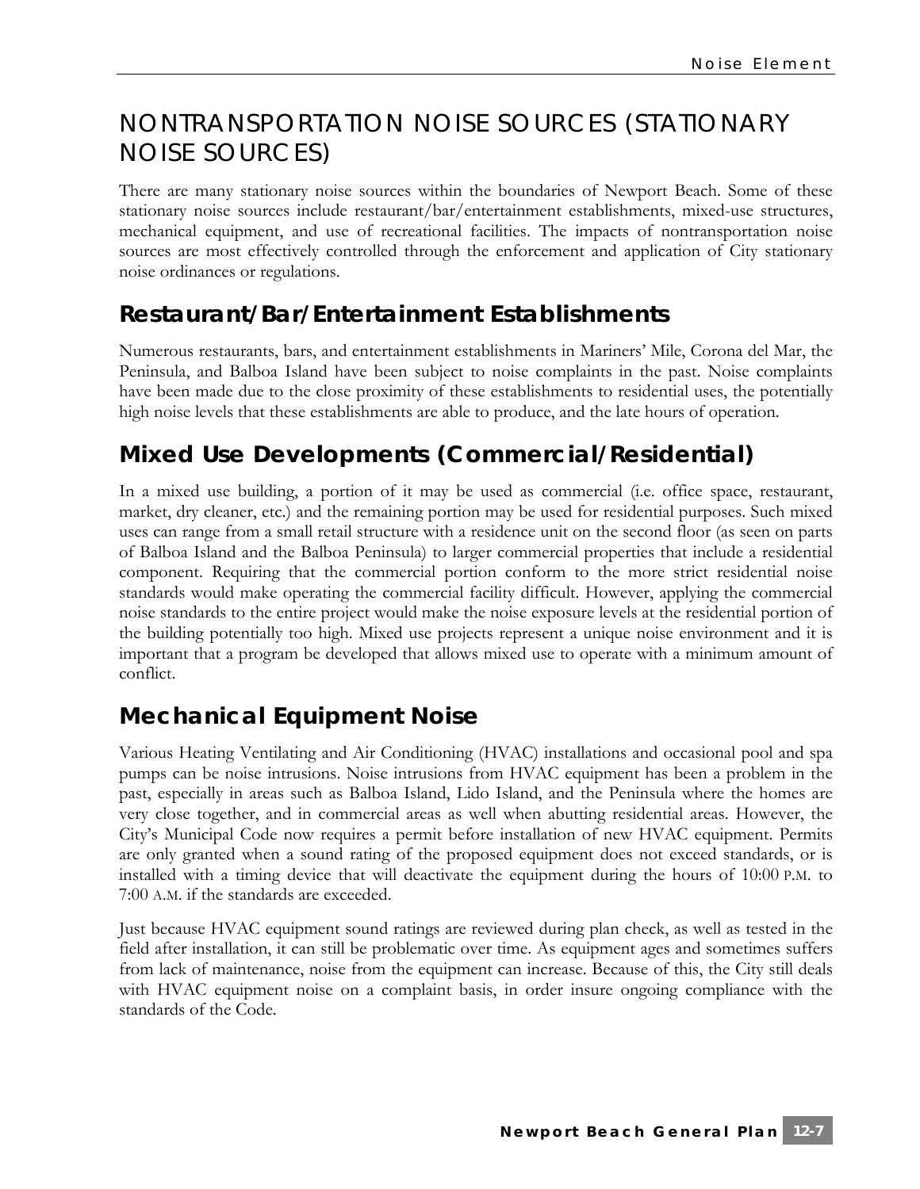# NONTRANSPORTATION NOISE SOURCES (STATIONARY NOISE SOURCES)

There are many stationary noise sources within the boundaries of Newport Beach. Some of these stationary noise sources include restaurant/bar/entertainment establishments, mixed-use structures, mechanical equipment, and use of recreational facilities. The impacts of nontransportation noise sources are most effectively controlled through the enforcement and application of City stationary noise ordinances or regulations.

## Restaurant/Bar/Entertainment Establishments

Numerous restaurants, bars, and entertainment establishments in Mariners' Mile, Corona del Mar, the Peninsula, and Balboa Island have been subject to noise complaints in the past. Noise complaints have been made due to the close proximity of these establishments to residential uses, the potentially high noise levels that these establishments are able to produce, and the late hours of operation.

## Mixed Use Developments (Commercial/Residential)

In a mixed use building, a portion of it may be used as commercial (i.e. office space, restaurant, market, dry cleaner, etc.) and the remaining portion may be used for residential purposes. Such mixed uses can range from a small retail structure with a residence unit on the second floor (as seen on parts of Balboa Island and the Balboa Peninsula) to larger commercial properties that include a residential component. Requiring that the commercial portion conform to the more strict residential noise standards would make operating the commercial facility difficult. However, applying the commercial noise standards to the entire project would make the noise exposure levels at the residential portion of the building potentially too high. Mixed use projects represent a unique noise environment and it is important that a program be developed that allows mixed use to operate with a minimum amount of conflict.

## Mechanical Equipment Noise

Various Heating Ventilating and Air Conditioning (HVAC) installations and occasional pool and spa pumps can be noise intrusions. Noise intrusions from HVAC equipment has been a problem in the past, especially in areas such as Balboa Island, Lido Island, and the Peninsula where the homes are very close together, and in commercial areas as well when abutting residential areas. However, the City's Municipal Code now requires a permit before installation of new HVAC equipment. Permits are only granted when a sound rating of the proposed equipment does not exceed standards, or is installed with a timing device that will deactivate the equipment during the hours of 10:00 P.M. to 7:00 A.M. if the standards are exceeded.

Just because HVAC equipment sound ratings are reviewed during plan check, as well as tested in the field after installation, it can still be problematic over time. As equipment ages and sometimes suffers from lack of maintenance, noise from the equipment can increase. Because of this, the City still deals with HVAC equipment noise on a complaint basis, in order insure ongoing compliance with the standards of the Code.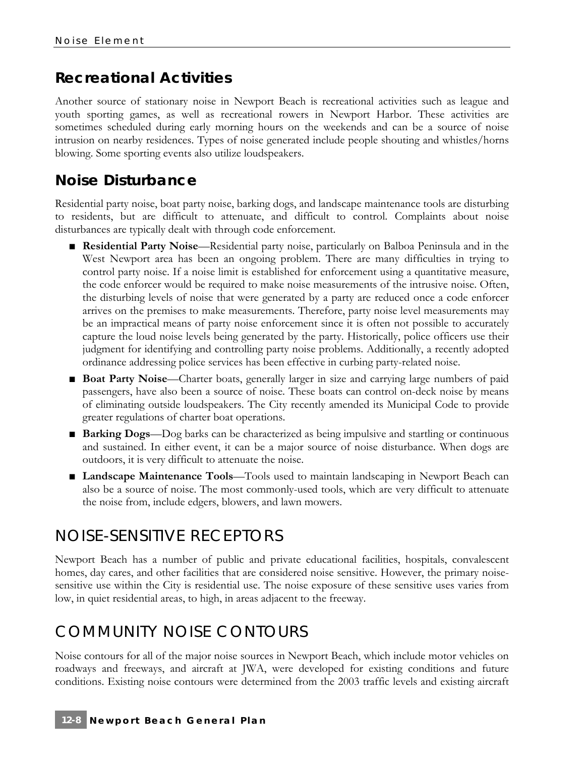### Recreational Activities

Another source of stationary noise in Newport Beach is recreational activities such as league and youth sporting games, as well as recreational rowers in Newport Harbor. These activities are sometimes scheduled during early morning hours on the weekends and can be a source of noise intrusion on nearby residences. Types of noise generated include people shouting and whistles/horns blowing. Some sporting events also utilize loudspeakers.

### Noise Disturbance

Residential party noise, boat party noise, barking dogs, and landscape maintenance tools are disturbing to residents, but are difficult to attenuate, and difficult to control. Complaints about noise disturbances are typically dealt with through code enforcement.

- **Residential Party Noise**—Residential party noise, particularly on Balboa Peninsula and in the West Newport area has been an ongoing problem. There are many difficulties in trying to control party noise. If a noise limit is established for enforcement using a quantitative measure, the code enforcer would be required to make noise measurements of the intrusive noise. Often, the disturbing levels of noise that were generated by a party are reduced once a code enforcer arrives on the premises to make measurements. Therefore, party noise level measurements may be an impractical means of party noise enforcement since it is often not possible to accurately capture the loud noise levels being generated by the party. Historically, police officers use their judgment for identifying and controlling party noise problems. Additionally, a recently adopted ordinance addressing police services has been effective in curbing party-related noise.
- **Boat Party Noise**—Charter boats, generally larger in size and carrying large numbers of paid passengers, have also been a source of noise. These boats can control on-deck noise by means of eliminating outside loudspeakers. The City recently amended its Municipal Code to provide greater regulations of charter boat operations.
- **Barking Dogs**—Dog barks can be characterized as being impulsive and startling or continuous and sustained. In either event, it can be a major source of noise disturbance. When dogs are outdoors, it is very difficult to attenuate the noise.
- **Landscape Maintenance Tools**—Tools used to maintain landscaping in Newport Beach can also be a source of noise. The most commonly-used tools, which are very difficult to attenuate the noise from, include edgers, blowers, and lawn mowers.

## NOISE-SENSITIVE RECEPTORS

Newport Beach has a number of public and private educational facilities, hospitals, convalescent homes, day cares, and other facilities that are considered noise sensitive. However, the primary noise-sensitive use within the City is residential use. The noise exposure of these sensitive uses varies from low, in quiet residential areas, to high, in areas adjacent to the freeway.

## COMMUNITY NOISE CONTOURS

Noise contours for all of the major noise sources in Newport Beach, which include motor vehicles on roadways and freeways, and aircraft at JWA, were developed for existing conditions and future conditions. Existing noise contours were determined from the 2003 traffic levels and existing aircraft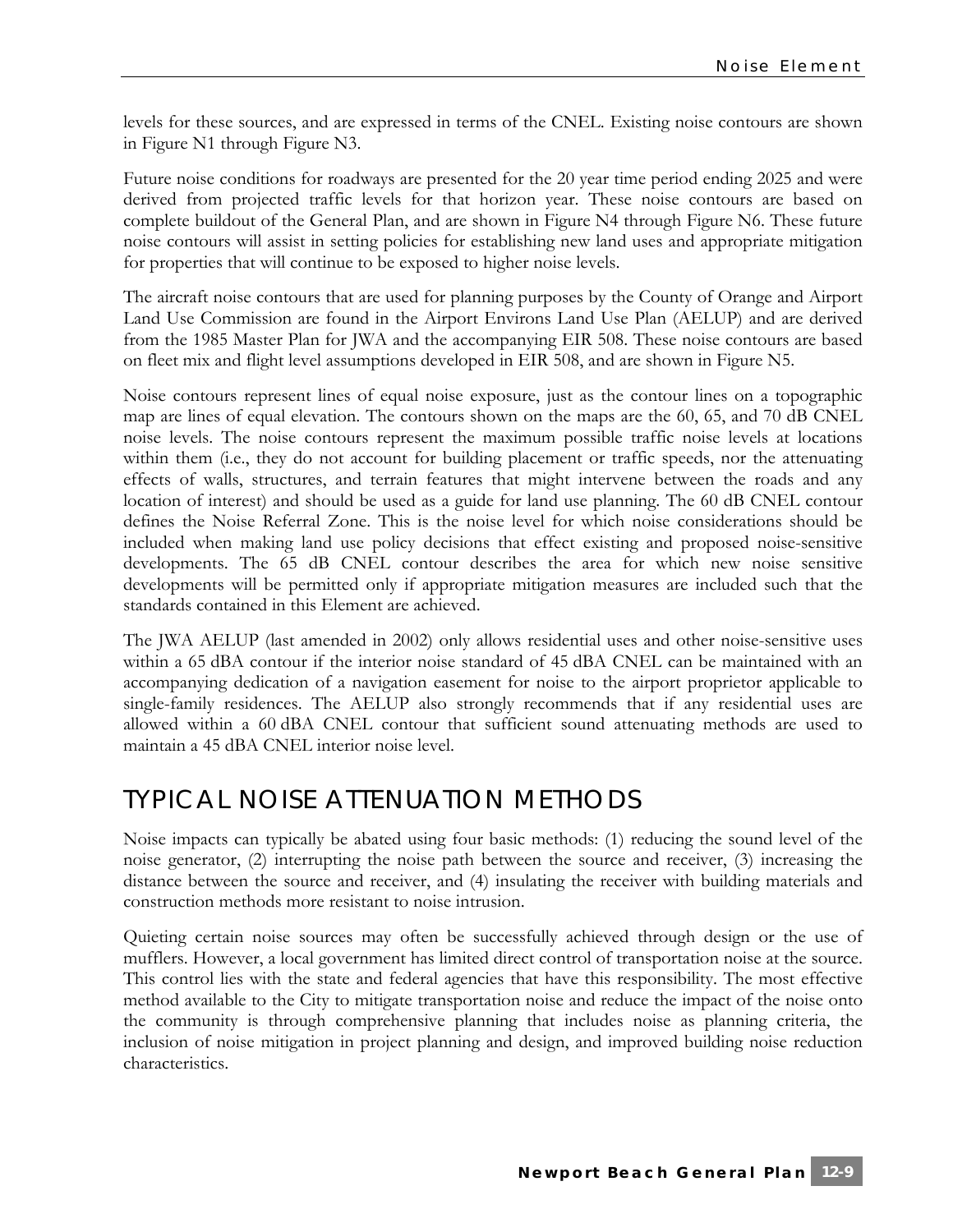levels for these sources, and are expressed in terms of the CNEL. Existing noise contours are shown in Figure N1 through Figure N3.

Future noise conditions for roadways are presented for the 20 year time period ending 2025 and were derived from projected traffic levels for that horizon year. These noise contours are based on complete buildout of the General Plan, and are shown in Figure N4 through Figure N6. These future noise contours will assist in setting policies for establishing new land uses and appropriate mitigation for properties that will continue to be exposed to higher noise levels.

The aircraft noise contours that are used for planning purposes by the County of Orange and Airport Land Use Commission are found in the Airport Environs Land Use Plan (AELUP) and are derived from the 1985 Master Plan for JWA and the accompanying EIR 508. These noise contours are based on fleet mix and flight level assumptions developed in EIR 508, and are shown in Figure N5.

Noise contours represent lines of equal noise exposure, just as the contour lines on a topographic map are lines of equal elevation. The contours shown on the maps are the 60, 65, and 70 dB CNEL noise levels. The noise contours represent the maximum possible traffic noise levels at locations within them (i.e., they do not account for building placement or traffic speeds, nor the attenuating effects of walls, structures, and terrain features that might intervene between the roads and any location of interest) and should be used as a guide for land use planning. The 60 dB CNEL contour defines the Noise Referral Zone. This is the noise level for which noise considerations should be included when making land use policy decisions that effect existing and proposed noise-sensitive developments. The 65 dB CNEL contour describes the area for which new noise sensitive developments will be permitted only if appropriate mitigation measures are included such that the standards contained in this Element are achieved.

The JWA AELUP (last amended in 2002) only allows residential uses and other noise-sensitive uses within a 65 dBA contour if the interior noise standard of 45 dBA CNEL can be maintained with an accompanying dedication of a navigation easement for noise to the airport proprietor applicable to single-family residences. The AELUP also strongly recommends that if any residential uses are allowed within a 60 dBA CNEL contour that sufficient sound attenuating methods are used to maintain a 45 dBA CNEL interior noise level.

## TYPICAL NOISE ATTENUATION METHODS

Noise impacts can typically be abated using four basic methods: (1) reducing the sound level of the noise generator, (2) interrupting the noise path between the source and receiver, (3) increasing the distance between the source and receiver, and (4) insulating the receiver with building materials and construction methods more resistant to noise intrusion.

Quieting certain noise sources may often be successfully achieved through design or the use of mufflers. However, a local government has limited direct control of transportation noise at the source. This control lies with the state and federal agencies that have this responsibility. The most effective method available to the City to mitigate transportation noise and reduce the impact of the noise onto the community is through comprehensive planning that includes noise as planning criteria, the inclusion of noise mitigation in project planning and design, and improved building noise reduction characteristics.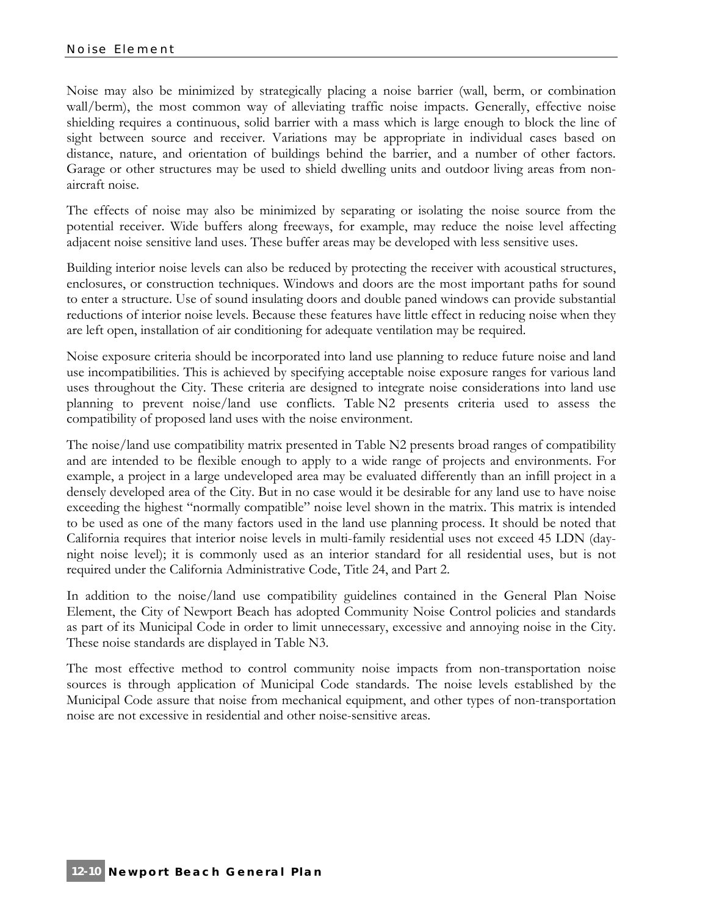Noise may also be minimized by strategically placing a noise barrier (wall, berm, or combination wall/berm), the most common way of alleviating traffic noise impacts. Generally, effective noise shielding requires a continuous, solid barrier with a mass which is large enough to block the line of sight between source and receiver. Variations may be appropriate in individual cases based on distance, nature, and orientation of buildings behind the barrier, and a number of other factors. Garage or other structures may be used to shield dwelling units and outdoor living areas from non-aircraft noise.

The effects of noise may also be minimized by separating or isolating the noise source from the potential receiver. Wide buffers along freeways, for example, may reduce the noise level affecting adjacent noise sensitive land uses. These buffer areas may be developed with less sensitive uses.

Building interior noise levels can also be reduced by protecting the receiver with acoustical structures, enclosures, or construction techniques. Windows and doors are the most important paths for sound to enter a structure. Use of sound insulating doors and double paned windows can provide substantial reductions of interior noise levels. Because these features have little effect in reducing noise when they are left open, installation of air conditioning for adequate ventilation may be required.

Noise exposure criteria should be incorporated into land use planning to reduce future noise and land use incompatibilities. This is achieved by specifying acceptable noise exposure ranges for various land uses throughout the City. These criteria are designed to integrate noise considerations into land use planning to prevent noise/land use conflicts. Table N2 presents criteria used to assess the compatibility of proposed land uses with the noise environment.

The noise/land use compatibility matrix presented in Table N2 presents broad ranges of compatibility and are intended to be flexible enough to apply to a wide range of projects and environments. For example, a project in a large undeveloped area may be evaluated differently than an infill project in a densely developed area of the City. But in no case would it be desirable for any land use to have noise exceeding the highest "normally compatible" noise level shown in the matrix. This matrix is intended to be used as one of the many factors used in the land use planning process. It should be noted that California requires that interior noise levels in multi-family residential uses not exceed 45 LDN (day-night noise level); it is commonly used as an interior standard for all residential uses, but is not required under the California Administrative Code, Title 24, and Part 2.

In addition to the noise/land use compatibility guidelines contained in the General Plan Noise Element, the City of Newport Beach has adopted Community Noise Control policies and standards as part of its Municipal Code in order to limit unnecessary, excessive and annoying noise in the City. These noise standards are displayed in Table N3.

The most effective method to control community noise impacts from non-transportation noise sources is through application of Municipal Code standards. The noise levels established by the Municipal Code assure that noise from mechanical equipment, and other types of non-transportation noise are not excessive in residential and other noise-sensitive areas.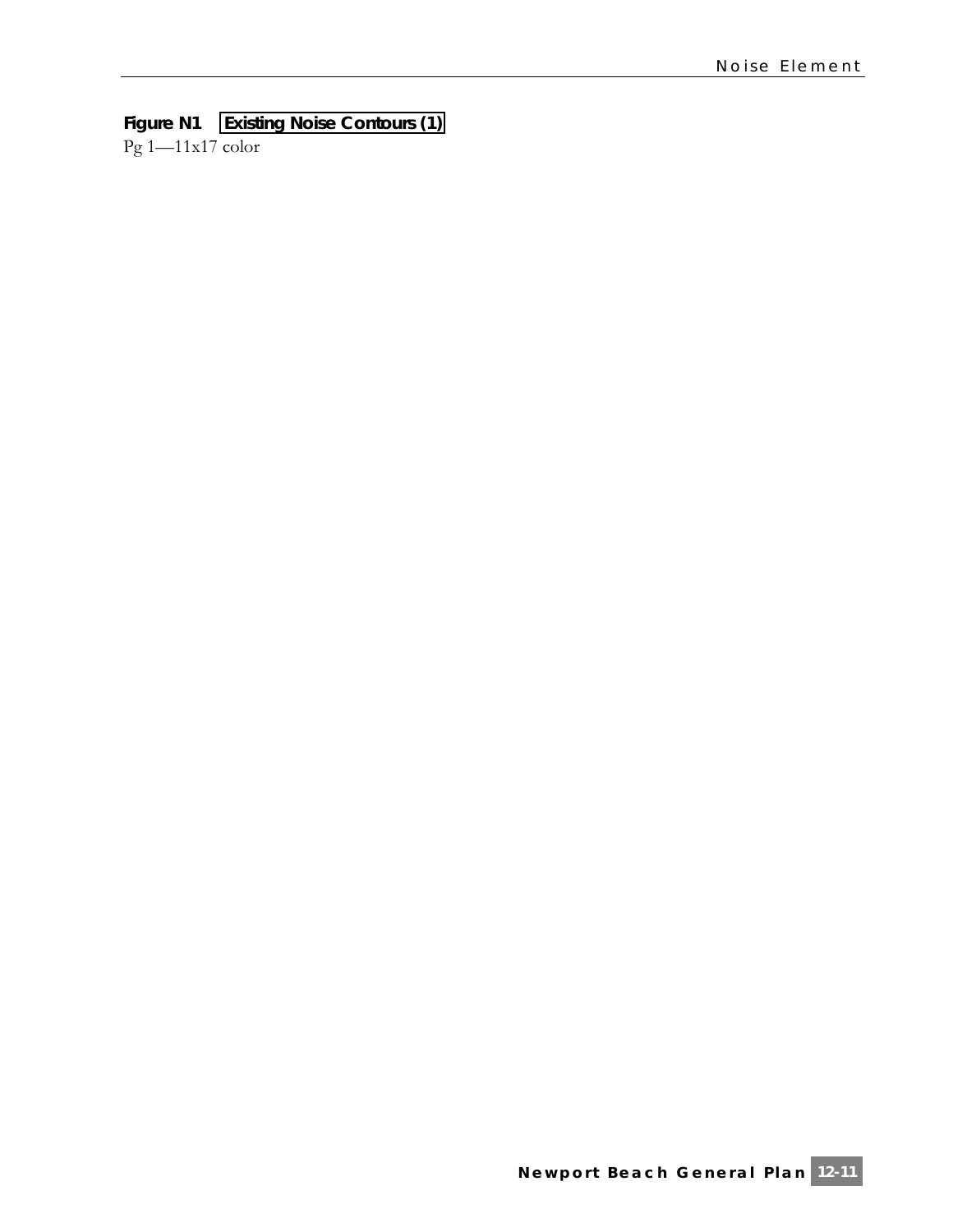**Figure N1 Existing Noise Contours (1)**

Pg 1—11x17 color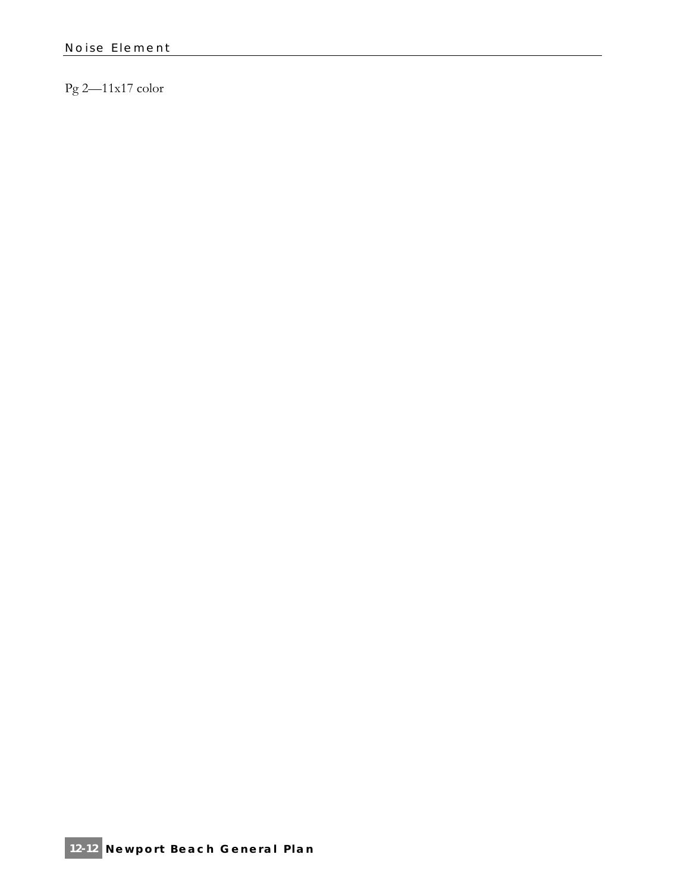Pg 2—11x17 color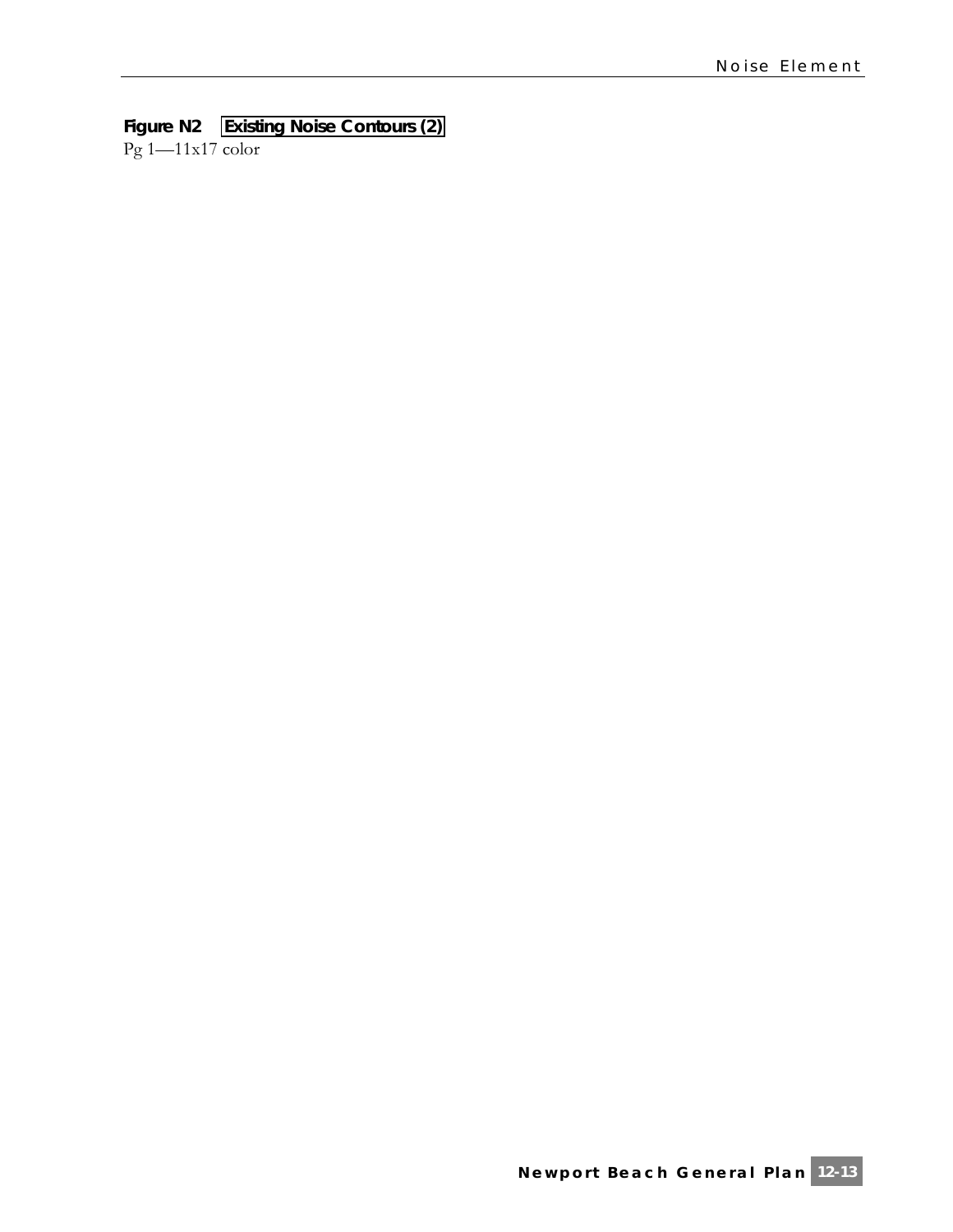**Figure N2** Existing Noise Contours (2)

Pg 1—11x17 color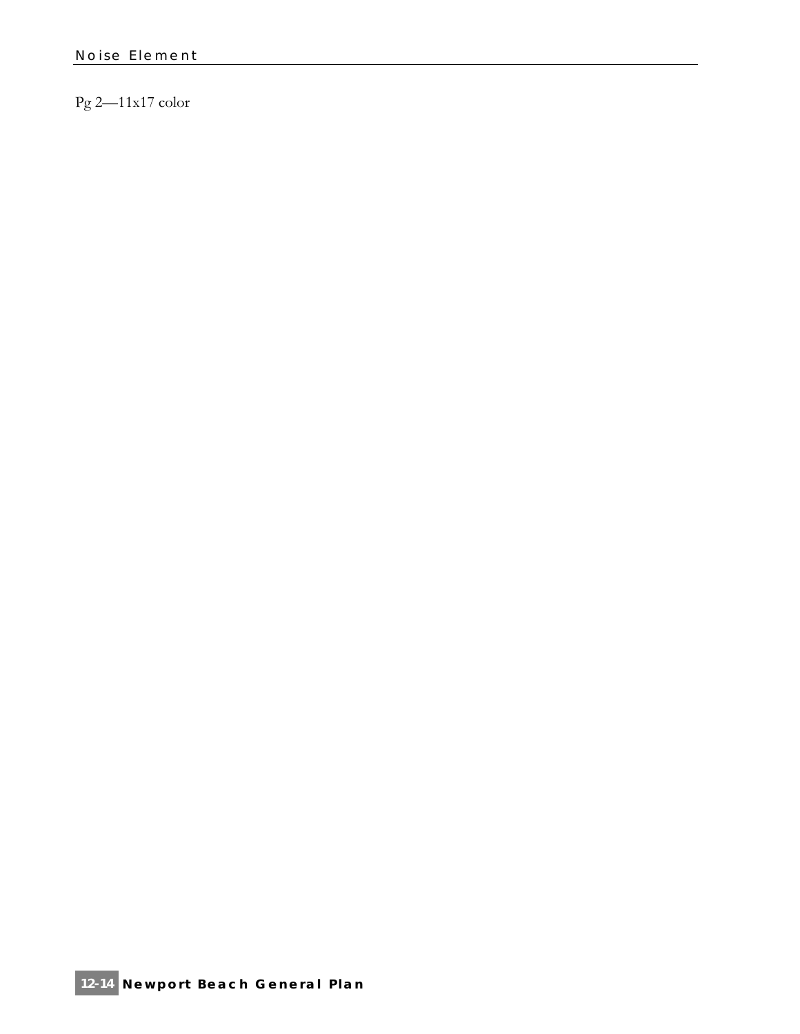Pg 2—11x17 color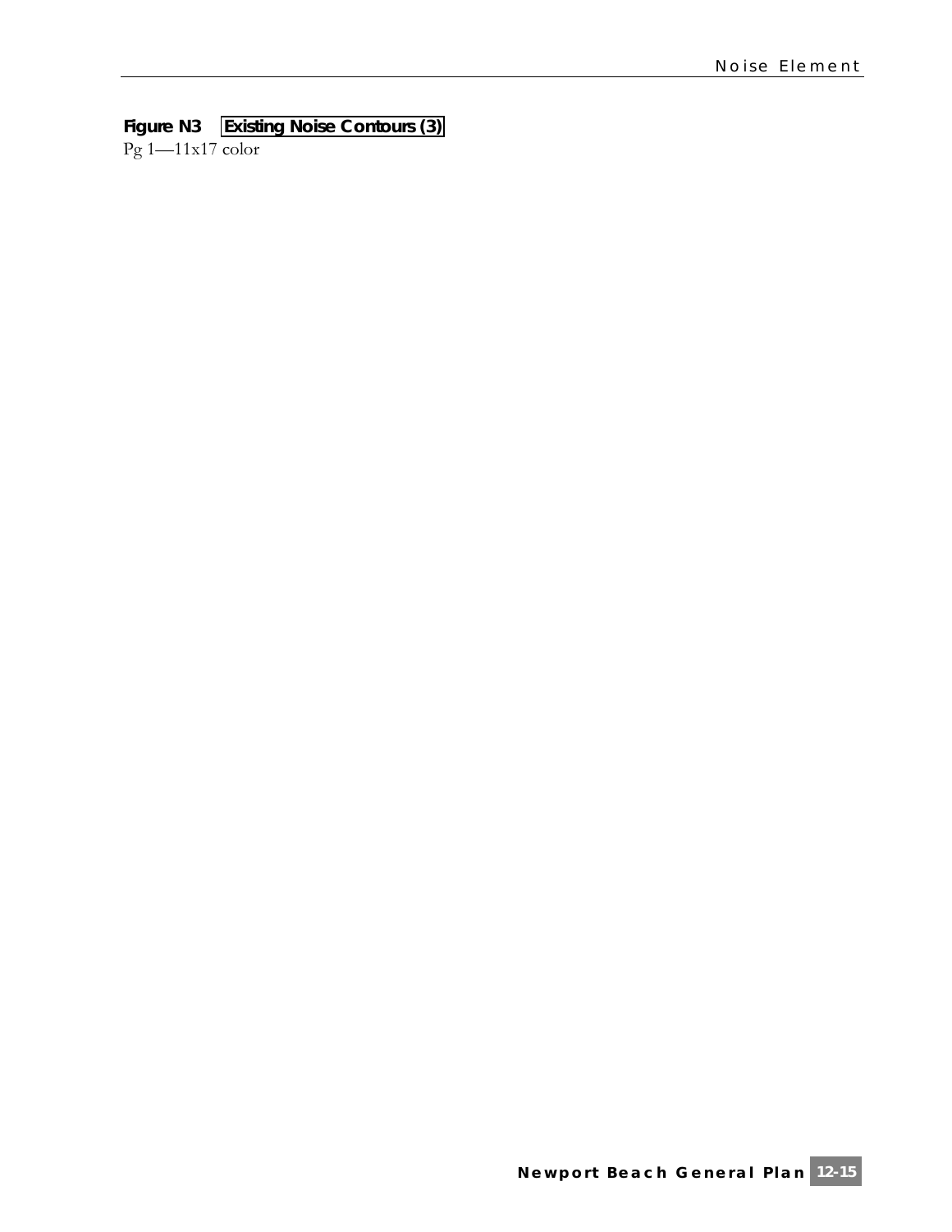**Figure N3** Existing Noise Contours (3)

Pg 1—11x17 color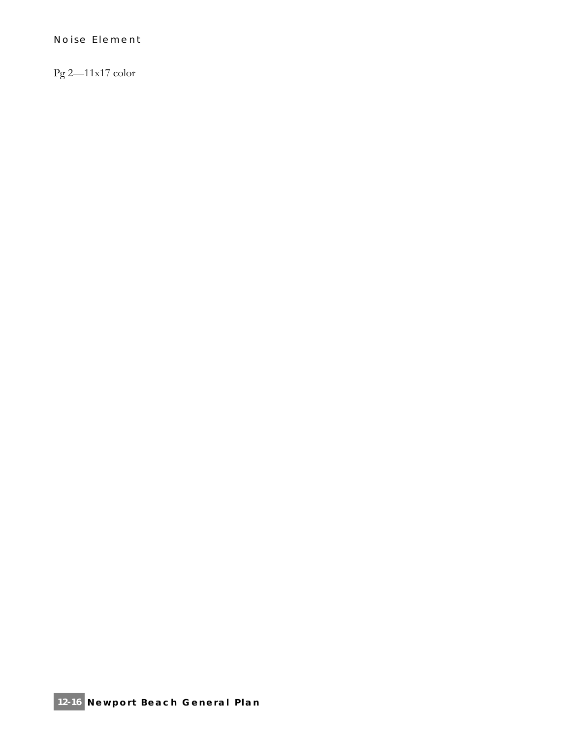Pg 2—11x17 color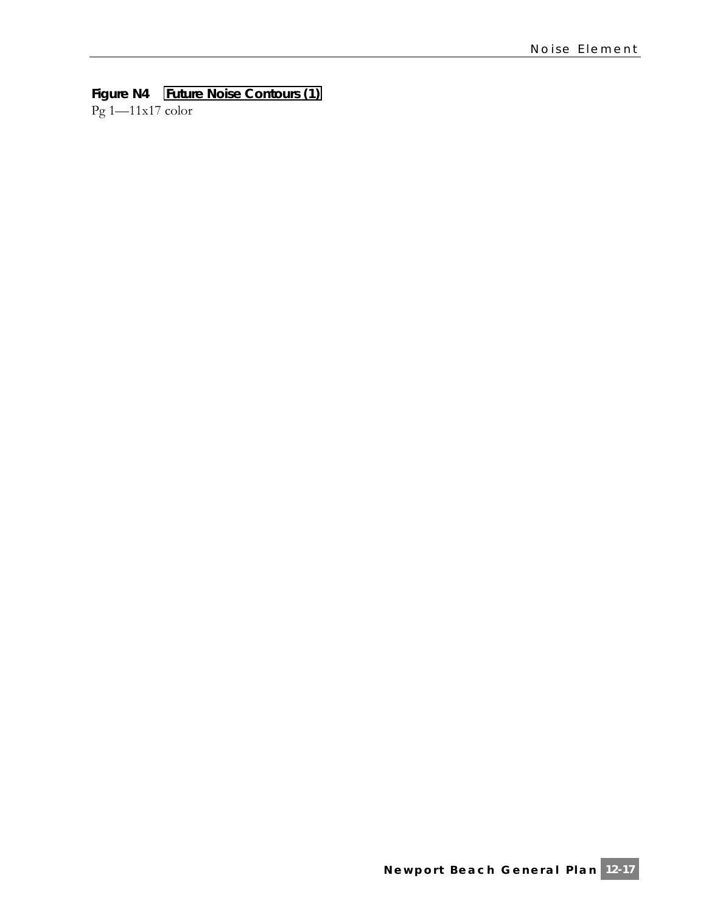**Figure N4** Future Noise Contours (1)

Pg 1—11x17 color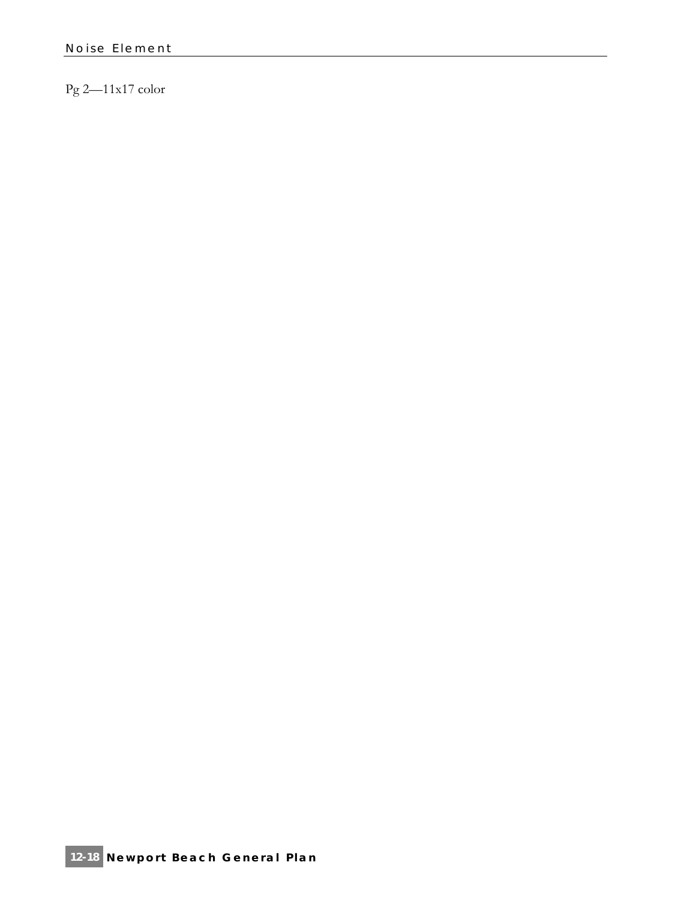Pg 2—11x17 color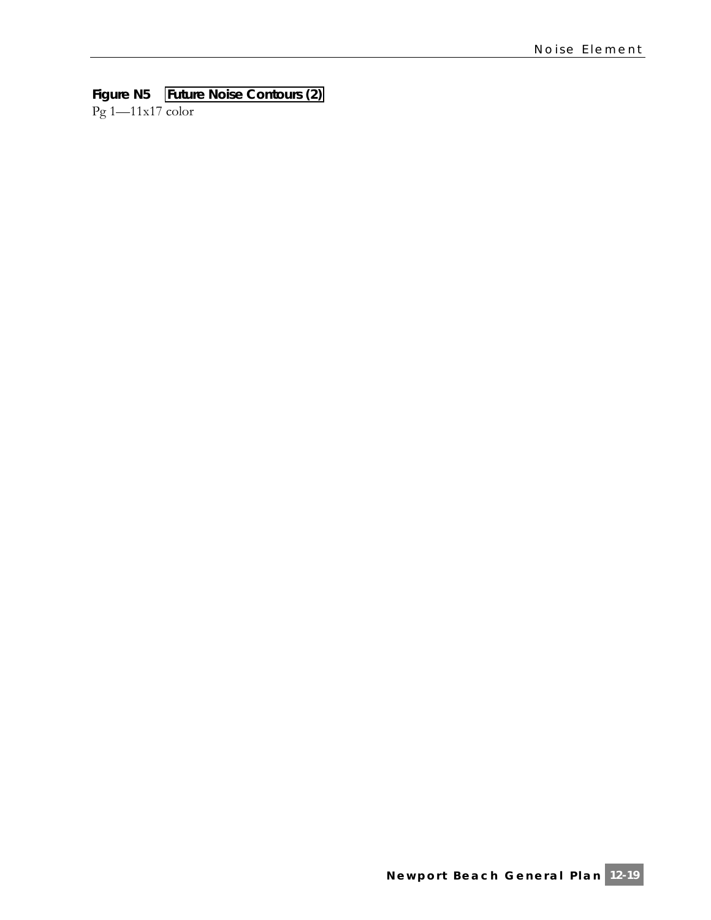**Figure N5** Future Noise Contours (2)

Pg 1—11x17 color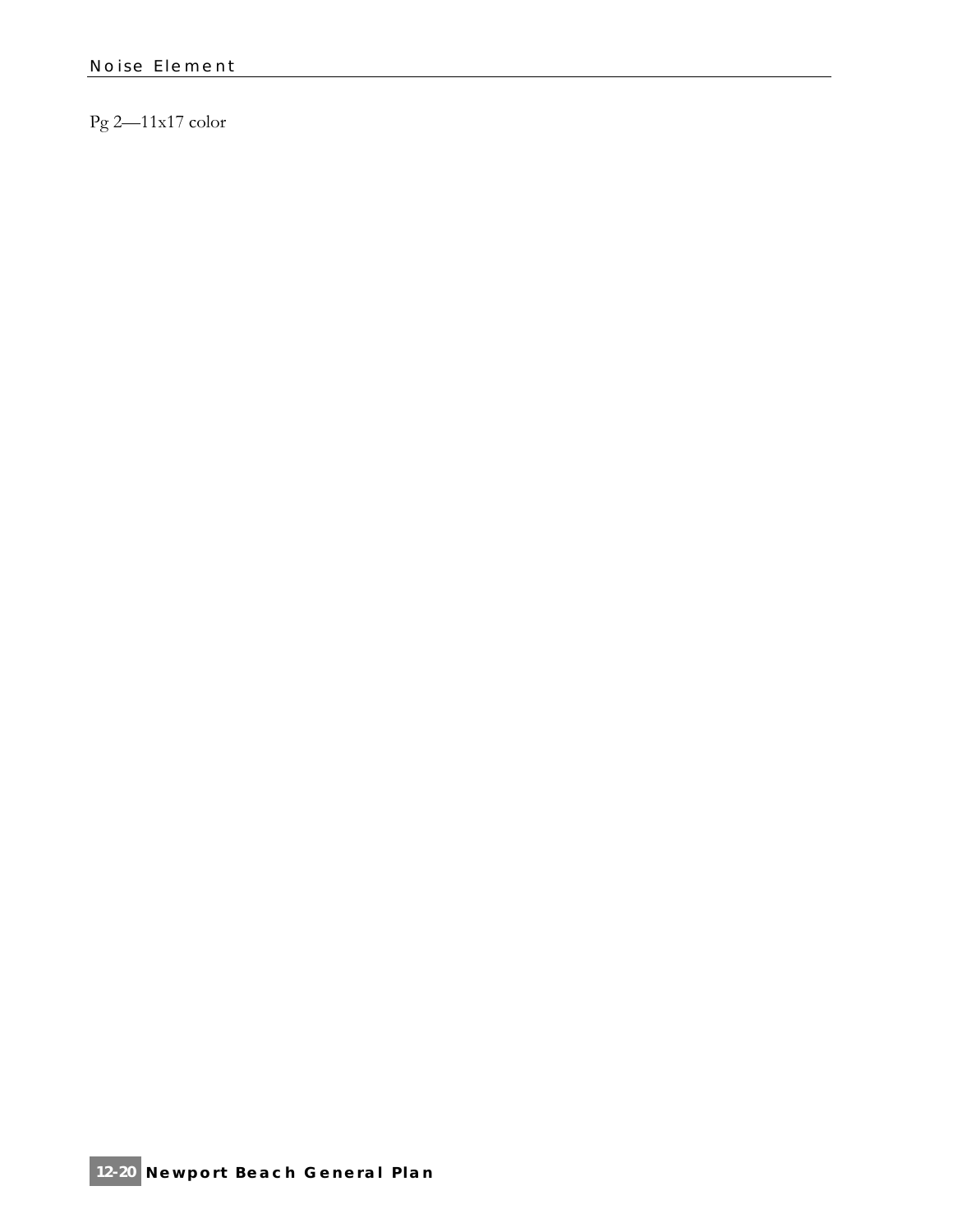Pg 2—11x17 color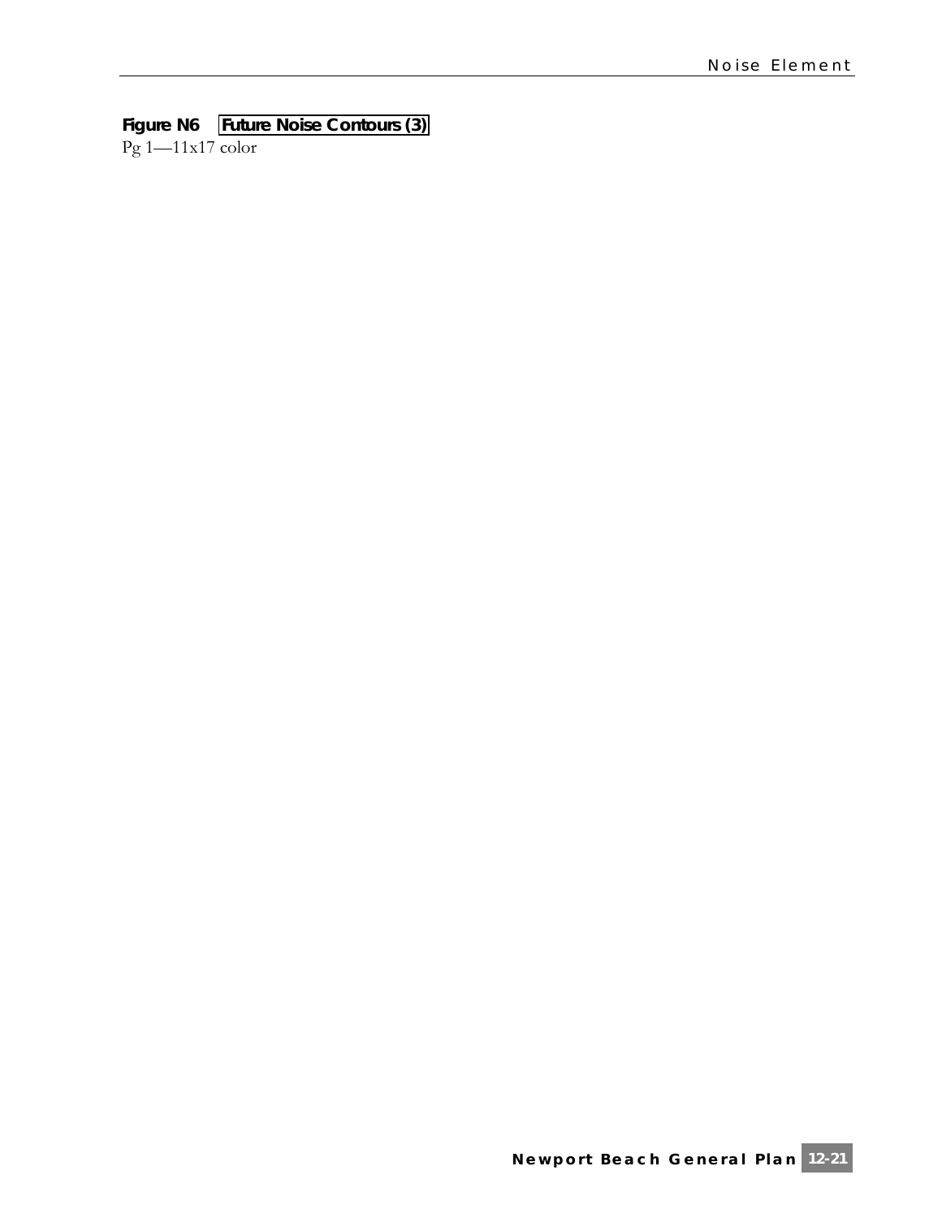**Figure N6** Future Noise Contours (3)

Pg 1—11x17 color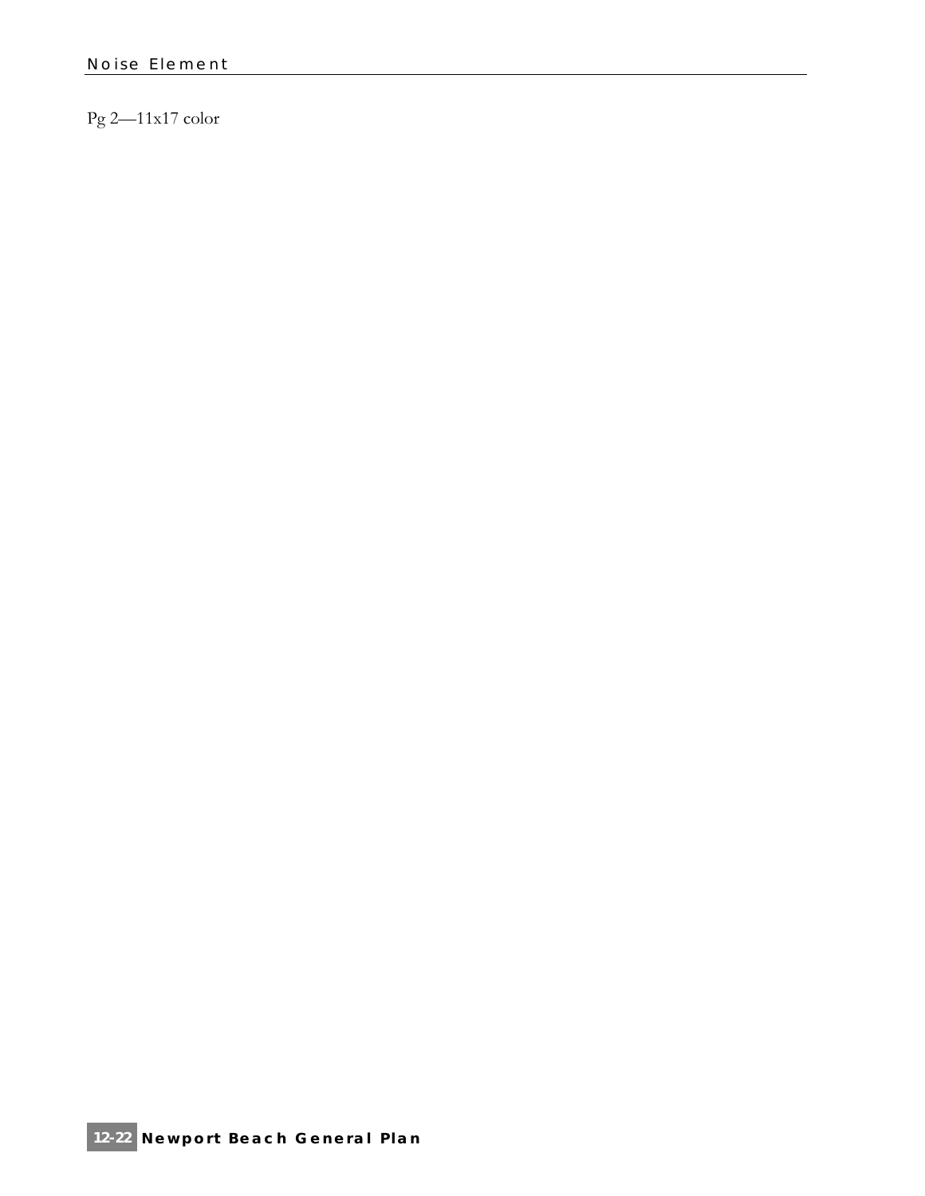Pg 2—11x17 color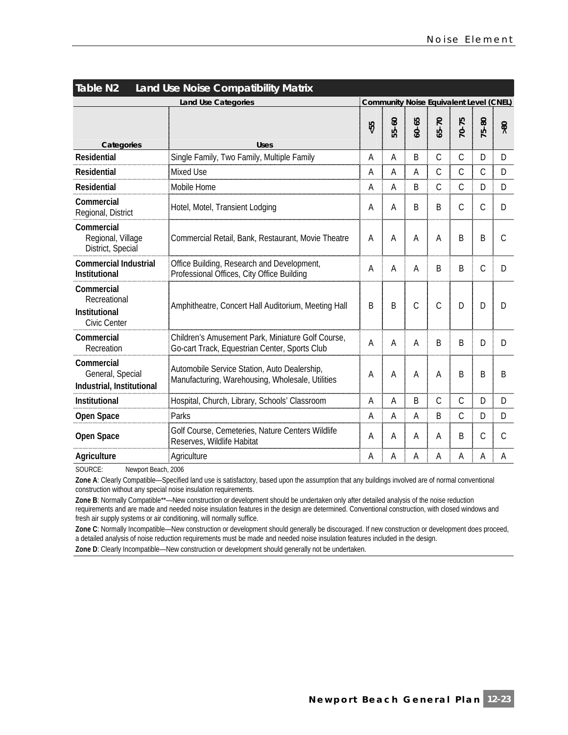**Table N2 Land Use Noise Compatibility Matrix**

| Land Use Categories | | Community Noise Equivalent Level (CNEL) | | | | | | |
|---|---|---|---|---|---|---|---|---|
| **Categories** | **Uses** | <55 | 55-60 | 60-65 | 65-70 | 70-75 | 75-80 | >80 |
| **Residential** | Single Family, Two Family, Multiple Family | A | A | B | C | C | D | D |
| **Residential** | Mixed Use | A | A | A | C | C | C | D |
| **Residential** | Mobile Home | A | A | B | C | C | D | D |
| **Commercial** Regional, District | Hotel, Motel, Transient Lodging | A | A | B | B | C | C | D |
| **Commercial** Regional, Village District, Special | Commercial Retail, Bank, Restaurant, Movie Theatre | A | A | A | A | B | B | C |
| **Commercial Industrial Institutional** | Office Building, Research and Development, Professional Offices, City Office Building | A | A | A | B | B | C | D |
| **Commercial** Recreational **Institutional** Civic Center | Amphitheatre, Concert Hall Auditorium, Meeting Hall | B | B | C | C | D | D | D |
| **Commercial** Recreation | Children's Amusement Park, Miniature Golf Course, Go-cart Track, Equestrian Center, Sports Club | A | A | A | B | B | D | D |
| **Commercial** General, Special **Industrial, Institutional** | Automobile Service Station, Auto Dealership, Manufacturing, Warehousing, Wholesale, Utilities | A | A | A | A | B | B | B |
| **Institutional** | Hospital, Church, Library, Schools' Classroom | A | A | B | C | C | D | D |
| **Open Space** | Parks | A | A | A | B | C | D | D |
| **Open Space** | Golf Course, Cemeteries, Nature Centers Wildlife Reserves, Wildlife Habitat | A | A | A | A | B | C | C |
| **Agriculture** | Agriculture | A | A | A | A | A | A | A |

SOURCE: Newport Beach, 2006

**Zone A**: Clearly Compatible—Specified land use is satisfactory, based upon the assumption that any buildings involved are of normal conventional construction without any special noise insulation requirements.

**Zone B**: Normally Compatible**—New construction or development should be undertaken only after detailed analysis of the noise reduction requirements and are made and needed noise insulation features in the design are determined. Conventional construction, with closed windows and fresh air supply systems or air conditioning, will normally suffice.

**Zone C**: Normally Incompatible—New construction or development should generally be discouraged. If new construction or development does proceed, a detailed analysis of noise reduction requirements must be made and needed noise insulation features included in the design.

**Zone D**: Clearly Incompatible—New construction or development should generally not be undertaken.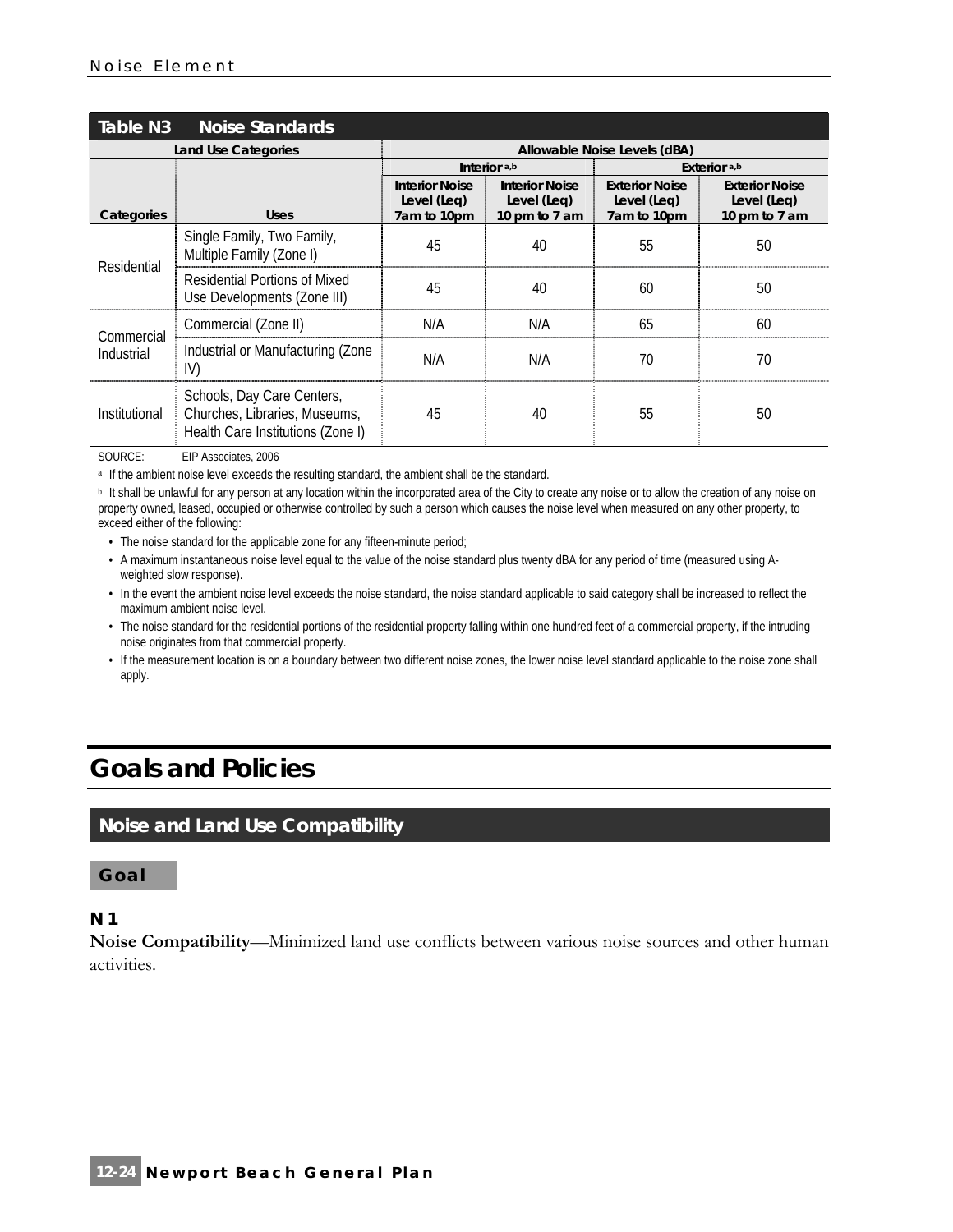## Table N3 Noise Standards

| Land Use Categories | | Allowable Noise Levels (dBA) | | | |
|---|---|---|---|---|---|
| | | Interior [a,b] | | Exterior [a,b] | |
| Categories | Uses | Interior Noise Level (Leq) 7am to 10pm | Interior Noise Level (Leq) 10 pm to 7 am | Exterior Noise Level (Leq) 7am to 10pm | Exterior Noise Level (Leq) 10 pm to 7 am |
| Residential | Single Family, Two Family, Multiple Family (Zone I) | 45 | 40 | 55 | 50 |
| Residential | Residential Portions of Mixed Use Developments (Zone III) | 45 | 40 | 60 | 50 |
| Commercial Industrial | Commercial (Zone II) | N/A | N/A | 65 | 60 |
| Commercial Industrial | Industrial or Manufacturing (Zone IV) | N/A | N/A | 70 | 70 |
| Institutional | Schools, Day Care Centers, Churches, Libraries, Museums, Health Care Institutions (Zone I) | 45 | 40 | 55 | 50 |

SOURCE: EIP Associates, 2006

[a] If the ambient noise level exceeds the resulting standard, the ambient shall be the standard.

[b] It shall be unlawful for any person at any location within the incorporated area of the City to create any noise or to allow the creation of any noise on property owned, leased, occupied or otherwise controlled by such a person which causes the noise level when measured on any other property, to exceed either of the following:

- The noise standard for the applicable zone for any fifteen-minute period;
- A maximum instantaneous noise level equal to the value of the noise standard plus twenty dBA for any period of time (measured using A-weighted slow response).
- In the event the ambient noise level exceeds the noise standard, the noise standard applicable to said category shall be increased to reflect the maximum ambient noise level.
- The noise standard for the residential portions of the residential property falling within one hundred feet of a commercial property, if the intruding noise originates from that commercial property.
- If the measurement location is on a boundary between two different noise zones, the lower noise level standard applicable to the noise zone shall apply.

# Goals and Policies

## Noise and Land Use Compatibility

### Goal

**N 1**

**Noise Compatibility**—Minimized land use conflicts between various noise sources and other human activities.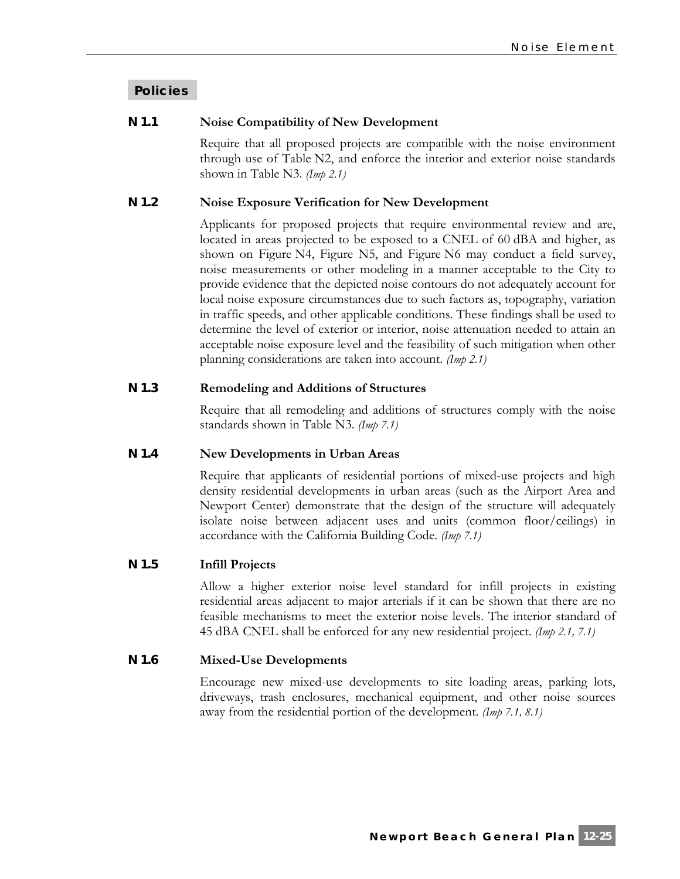## Policies

### N 1.1 Noise Compatibility of New Development

Require that all proposed projects are compatible with the noise environment through use of Table N2, and enforce the interior and exterior noise standards shown in Table N3. *(Imp 2.1)*

### N 1.2 Noise Exposure Verification for New Development

Applicants for proposed projects that require environmental review and are, located in areas projected to be exposed to a CNEL of 60 dBA and higher, as shown on Figure N4, Figure N5, and Figure N6 may conduct a field survey, noise measurements or other modeling in a manner acceptable to the City to provide evidence that the depicted noise contours do not adequately account for local noise exposure circumstances due to such factors as, topography, variation in traffic speeds, and other applicable conditions. These findings shall be used to determine the level of exterior or interior, noise attenuation needed to attain an acceptable noise exposure level and the feasibility of such mitigation when other planning considerations are taken into account. *(Imp 2.1)*

### N 1.3 Remodeling and Additions of Structures

Require that all remodeling and additions of structures comply with the noise standards shown in Table N3. *(Imp 7.1)*

### N 1.4 New Developments in Urban Areas

Require that applicants of residential portions of mixed-use projects and high density residential developments in urban areas (such as the Airport Area and Newport Center) demonstrate that the design of the structure will adequately isolate noise between adjacent uses and units (common floor/ceilings) in accordance with the California Building Code. *(Imp 7.1)*

### N 1.5 Infill Projects

Allow a higher exterior noise level standard for infill projects in existing residential areas adjacent to major arterials if it can be shown that there are no feasible mechanisms to meet the exterior noise levels. The interior standard of 45 dBA CNEL shall be enforced for any new residential project. *(Imp 2.1, 7.1)*

### N 1.6 Mixed-Use Developments

Encourage new mixed-use developments to site loading areas, parking lots, driveways, trash enclosures, mechanical equipment, and other noise sources away from the residential portion of the development. *(Imp 7.1, 8.1)*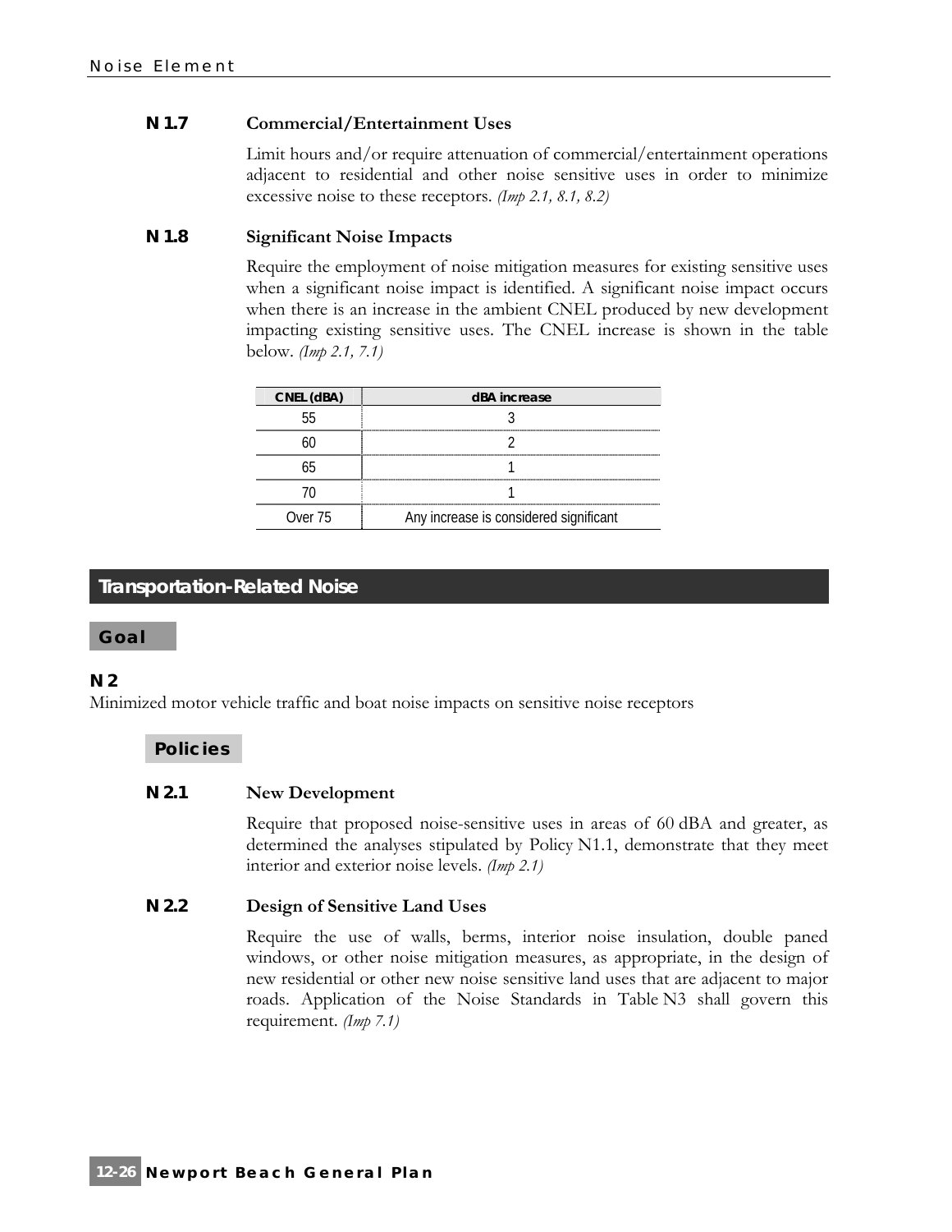### N 1.7 Commercial/Entertainment Uses

Limit hours and/or require attenuation of commercial/entertainment operations adjacent to residential and other noise sensitive uses in order to minimize excessive noise to these receptors. *(Imp 2.1, 8.1, 8.2)*

### N 1.8 Significant Noise Impacts

Require the employment of noise mitigation measures for existing sensitive uses when a significant noise impact is identified. A significant noise impact occurs when there is an increase in the ambient CNEL produced by new development impacting existing sensitive uses. The CNEL increase is shown in the table below. *(Imp 2.1, 7.1)*

| CNEL (dBA) | dBA increase |
|---|---|
| 55 | 3 |
| 60 | 2 |
| 65 | 1 |
| 70 | 1 |
| Over 75 | Any increase is considered significant |

## Transportation-Related Noise

### Goal

**N 2**

Minimized motor vehicle traffic and boat noise impacts on sensitive noise receptors

### Policies

### N 2.1 New Development

Require that proposed noise-sensitive uses in areas of 60 dBA and greater, as determined the analyses stipulated by Policy N1.1, demonstrate that they meet interior and exterior noise levels. *(Imp 2.1)*

### N 2.2 Design of Sensitive Land Uses

Require the use of walls, berms, interior noise insulation, double paned windows, or other noise mitigation measures, as appropriate, in the design of new residential or other new noise sensitive land uses that are adjacent to major roads. Application of the Noise Standards in Table N3 shall govern this requirement. *(Imp 7.1)*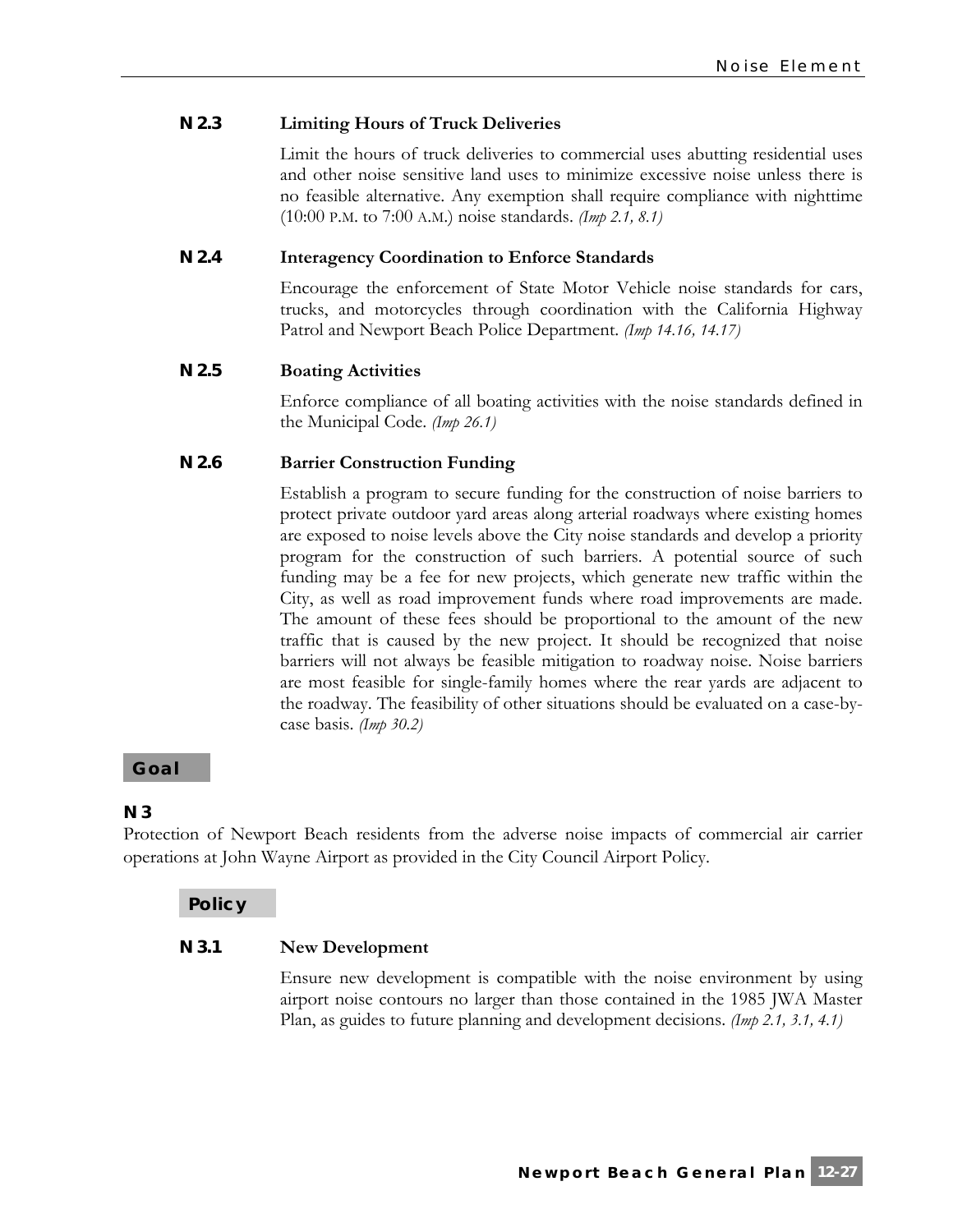### N 2.3 Limiting Hours of Truck Deliveries

Limit the hours of truck deliveries to commercial uses abutting residential uses and other noise sensitive land uses to minimize excessive noise unless there is no feasible alternative. Any exemption shall require compliance with nighttime (10:00 P.M. to 7:00 A.M.) noise standards. *(Imp 2.1, 8.1)*

### N 2.4 Interagency Coordination to Enforce Standards

Encourage the enforcement of State Motor Vehicle noise standards for cars, trucks, and motorcycles through coordination with the California Highway Patrol and Newport Beach Police Department. *(Imp 14.16, 14.17)*

### N 2.5 Boating Activities

Enforce compliance of all boating activities with the noise standards defined in the Municipal Code. *(Imp 26.1)*

### N 2.6 Barrier Construction Funding

Establish a program to secure funding for the construction of noise barriers to protect private outdoor yard areas along arterial roadways where existing homes are exposed to noise levels above the City noise standards and develop a priority program for the construction of such barriers. A potential source of such funding may be a fee for new projects, which generate new traffic within the City, as well as road improvement funds where road improvements are made. The amount of these fees should be proportional to the amount of the new traffic that is caused by the new project. It should be recognized that noise barriers will not always be feasible mitigation to roadway noise. Noise barriers are most feasible for single-family homes where the rear yards are adjacent to the roadway. The feasibility of other situations should be evaluated on a case-by-case basis. *(Imp 30.2)*

## Goal

### N 3

Protection of Newport Beach residents from the adverse noise impacts of commercial air carrier operations at John Wayne Airport as provided in the City Council Airport Policy.

## Policy

### N 3.1 New Development

Ensure new development is compatible with the noise environment by using airport noise contours no larger than those contained in the 1985 JWA Master Plan, as guides to future planning and development decisions. *(Imp 2.1, 3.1, 4.1)*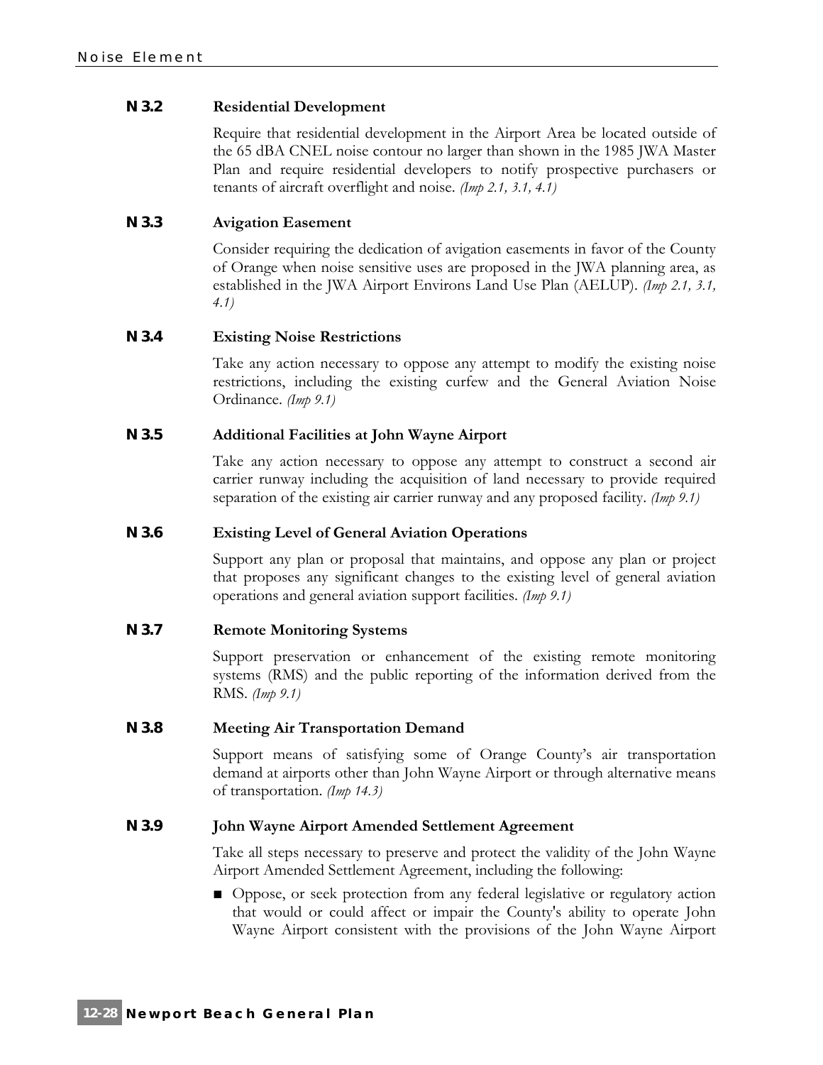**N 3.2 Residential Development**

Require that residential development in the Airport Area be located outside of the 65 dBA CNEL noise contour no larger than shown in the 1985 JWA Master Plan and require residential developers to notify prospective purchasers or tenants of aircraft overflight and noise. *(Imp 2.1, 3.1, 4.1)*

**N 3.3 Avigation Easement**

Consider requiring the dedication of avigation easements in favor of the County of Orange when noise sensitive uses are proposed in the JWA planning area, as established in the JWA Airport Environs Land Use Plan (AELUP). *(Imp 2.1, 3.1, 4.1)*

**N 3.4 Existing Noise Restrictions**

Take any action necessary to oppose any attempt to modify the existing noise restrictions, including the existing curfew and the General Aviation Noise Ordinance. *(Imp 9.1)*

**N 3.5 Additional Facilities at John Wayne Airport**

Take any action necessary to oppose any attempt to construct a second air carrier runway including the acquisition of land necessary to provide required separation of the existing air carrier runway and any proposed facility. *(Imp 9.1)*

**N 3.6 Existing Level of General Aviation Operations**

Support any plan or proposal that maintains, and oppose any plan or project that proposes any significant changes to the existing level of general aviation operations and general aviation support facilities. *(Imp 9.1)*

**N 3.7 Remote Monitoring Systems**

Support preservation or enhancement of the existing remote monitoring systems (RMS) and the public reporting of the information derived from the RMS. *(Imp 9.1)*

**N 3.8 Meeting Air Transportation Demand**

Support means of satisfying some of Orange County's air transportation demand at airports other than John Wayne Airport or through alternative means of transportation. *(Imp 14.3)*

**N 3.9 John Wayne Airport Amended Settlement Agreement**

Take all steps necessary to preserve and protect the validity of the John Wayne Airport Amended Settlement Agreement, including the following:

- Oppose, or seek protection from any federal legislative or regulatory action that would or could affect or impair the County's ability to operate John Wayne Airport consistent with the provisions of the John Wayne Airport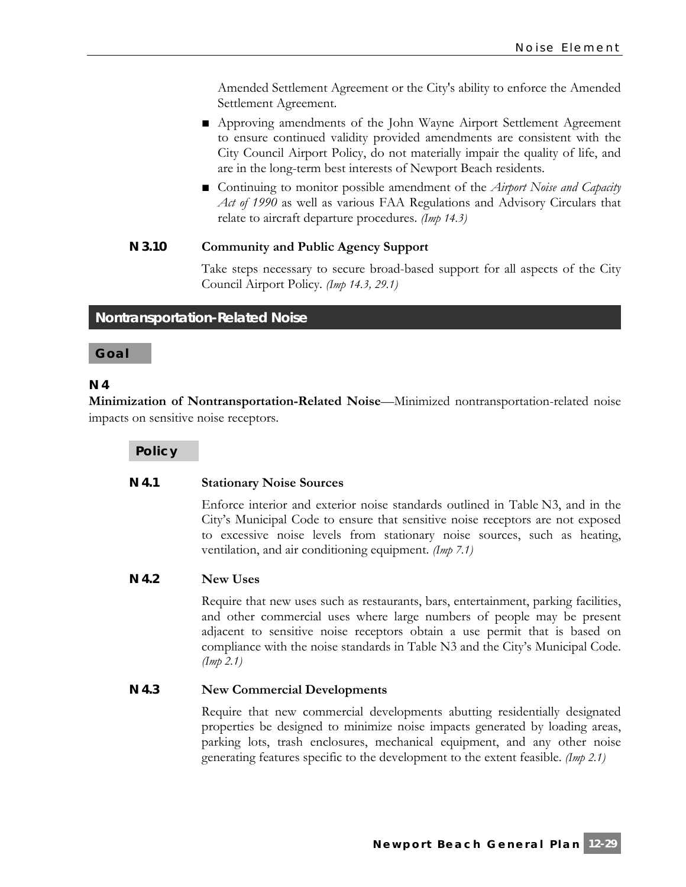Amended Settlement Agreement or the City's ability to enforce the Amended Settlement Agreement.

- Approving amendments of the John Wayne Airport Settlement Agreement to ensure continued validity provided amendments are consistent with the City Council Airport Policy, do not materially impair the quality of life, and are in the long-term best interests of Newport Beach residents.
- Continuing to monitor possible amendment of the *Airport Noise and Capacity Act of 1990* as well as various FAA Regulations and Advisory Circulars that relate to aircraft departure procedures. *(Imp 14.3)*

**N 3.10 Community and Public Agency Support**

Take steps necessary to secure broad-based support for all aspects of the City Council Airport Policy. *(Imp 14.3, 29.1)*

## Nontransportation-Related Noise

### Goal

**N 4**

**Minimization of Nontransportation-Related Noise**—Minimized nontransportation-related noise impacts on sensitive noise receptors.

### Policy

**N 4.1 Stationary Noise Sources**

Enforce interior and exterior noise standards outlined in Table N3, and in the City's Municipal Code to ensure that sensitive noise receptors are not exposed to excessive noise levels from stationary noise sources, such as heating, ventilation, and air conditioning equipment. *(Imp 7.1)*

**N 4.2 New Uses**

Require that new uses such as restaurants, bars, entertainment, parking facilities, and other commercial uses where large numbers of people may be present adjacent to sensitive noise receptors obtain a use permit that is based on compliance with the noise standards in Table N3 and the City's Municipal Code. *(Imp 2.1)*

**N 4.3 New Commercial Developments**

Require that new commercial developments abutting residentially designated properties be designed to minimize noise impacts generated by loading areas, parking lots, trash enclosures, mechanical equipment, and any other noise generating features specific to the development to the extent feasible. *(Imp 2.1)*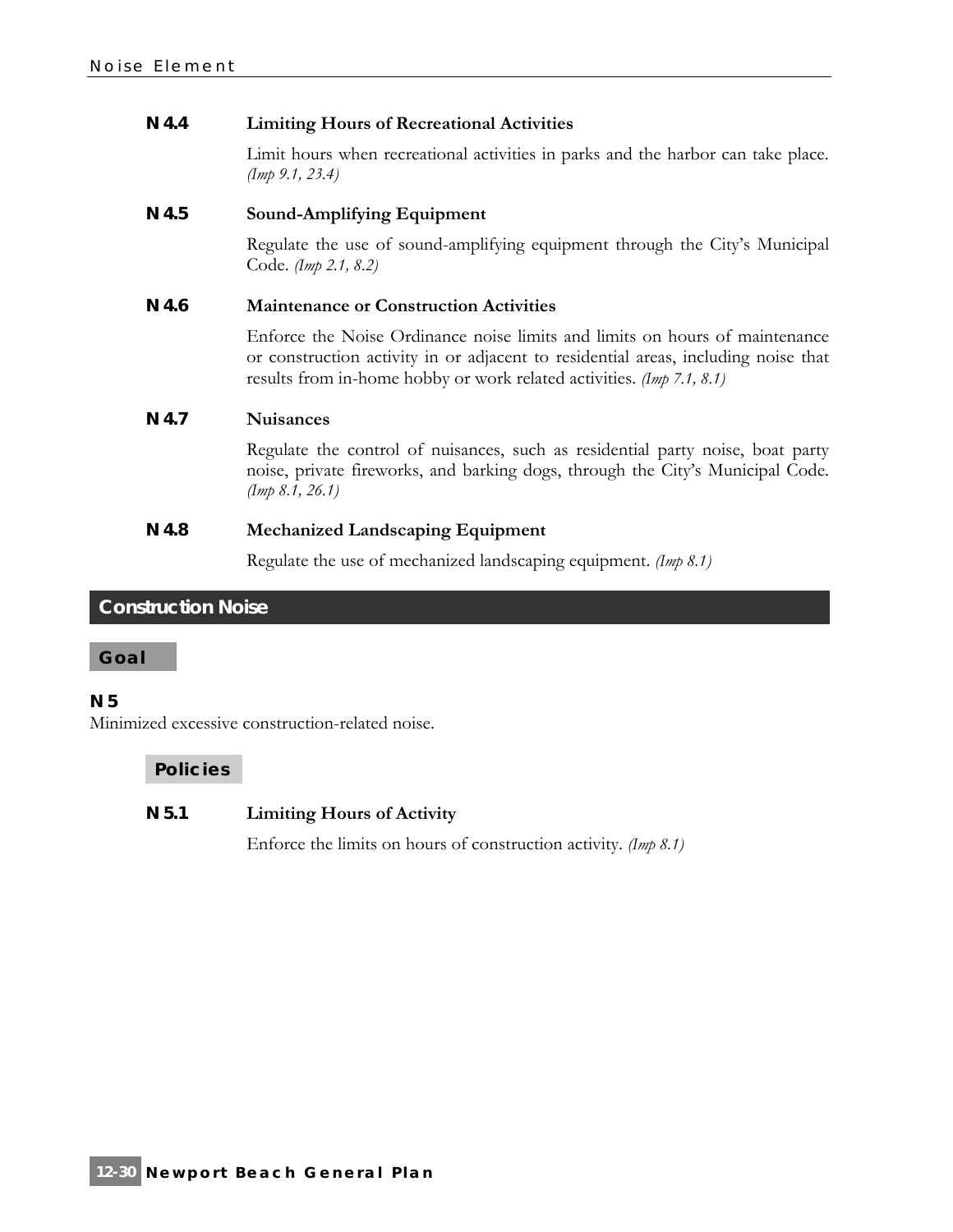**N 4.4 Limiting Hours of Recreational Activities**

Limit hours when recreational activities in parks and the harbor can take place. *(Imp 9.1, 23.4)*

**N 4.5 Sound-Amplifying Equipment**

Regulate the use of sound-amplifying equipment through the City's Municipal Code. *(Imp 2.1, 8.2)*

**N 4.6 Maintenance or Construction Activities**

Enforce the Noise Ordinance noise limits and limits on hours of maintenance or construction activity in or adjacent to residential areas, including noise that results from in-home hobby or work related activities. *(Imp 7.1, 8.1)*

**N 4.7 Nuisances**

Regulate the control of nuisances, such as residential party noise, boat party noise, private fireworks, and barking dogs, through the City's Municipal Code. *(Imp 8.1, 26.1)*

**N 4.8 Mechanized Landscaping Equipment**

Regulate the use of mechanized landscaping equipment. *(Imp 8.1)*

## Construction Noise

### Goal

**N 5**

Minimized excessive construction-related noise.

### Policies

**N 5.1 Limiting Hours of Activity**

Enforce the limits on hours of construction activity. *(Imp 8.1)*